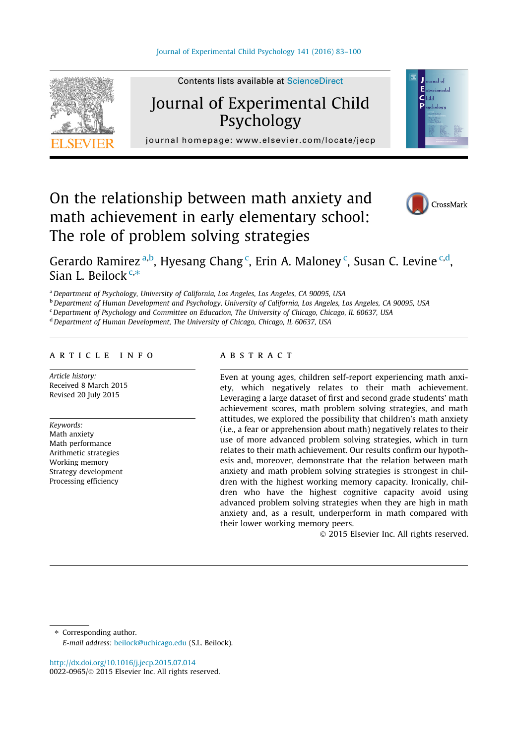# On the relationship between math anxiety and math achievement in early elementary school: The role of problem solving strategies

Gerardo Ramirez [a,b], Hyesang Chang [c], Erin A. Maloney [c], Susan C. Levine [c,d], Sian L. Beilock [c,*]

[a] Department of Psychology, University of California, Los Angeles, Los Angeles, CA 90095, USA
[b] Department of Human Development and Psychology, University of California, Los Angeles, Los Angeles, CA 90095, USA
[c] Department of Psychology and Committee on Education, The University of Chicago, Chicago, IL 60637, USA
[d] Department of Human Development, The University of Chicago, Chicago, IL 60637, USA

## ARTICLE INFO

*Article history:*
Received 8 March 2015
Revised 20 July 2015

*Keywords:*
Math anxiety
Math performance
Arithmetic strategies
Working memory
Strategy development
Processing efficiency

## ABSTRACT

Even at young ages, children self-report experiencing math anxiety, which negatively relates to their math achievement. Leveraging a large dataset of first and second grade students' math achievement scores, math problem solving strategies, and math attitudes, we explored the possibility that children's math anxiety (i.e., a fear or apprehension about math) negatively relates to their use of more advanced problem solving strategies, which in turn relates to their math achievement. Our results confirm our hypothesis and, moreover, demonstrate that the relation between math anxiety and math problem solving strategies is strongest in children with the highest working memory capacity. Ironically, children who have the highest cognitive capacity avoid using advanced problem solving strategies when they are high in math anxiety and, as a result, underperform in math compared with their lower working memory peers.

© 2015 Elsevier Inc. All rights reserved.

---

\* Corresponding author.
*E-mail address:* beilock@uchicago.edu (S.L. Beilock).

http://dx.doi.org/10.1016/j.jecp.2015.07.014
0022-0965/© 2015 Elsevier Inc. All rights reserved.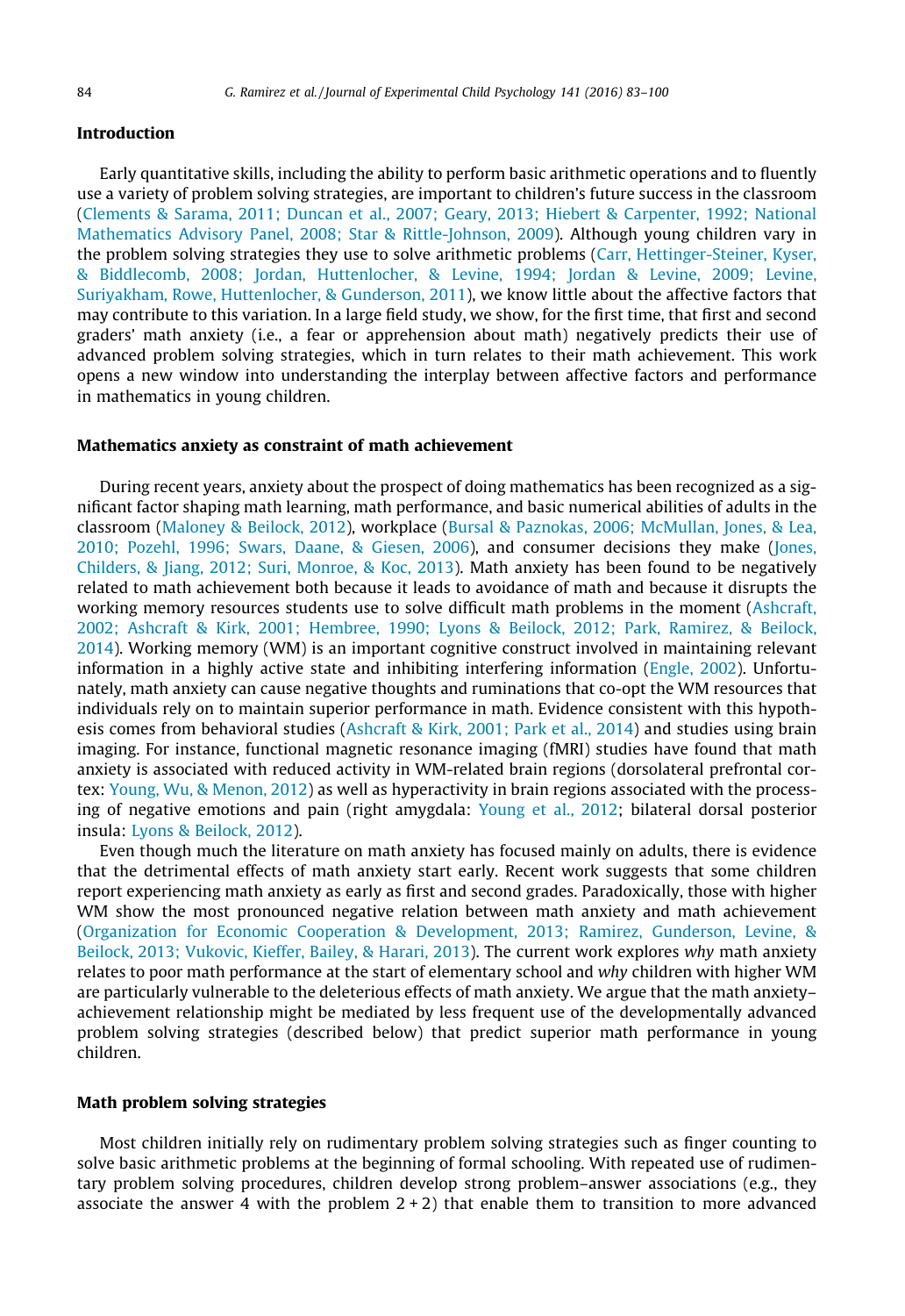## Introduction

Early quantitative skills, including the ability to perform basic arithmetic operations and to fluently use a variety of problem solving strategies, are important to children's future success in the classroom (Clements & Sarama, 2011; Duncan et al., 2007; Geary, 2013; Hiebert & Carpenter, 1992; National Mathematics Advisory Panel, 2008; Star & Rittle-Johnson, 2009). Although young children vary in the problem solving strategies they use to solve arithmetic problems (Carr, Hettinger-Steiner, Kyser, & Biddlecomb, 2008; Jordan, Huttenlocher, & Levine, 1994; Jordan & Levine, 2009; Levine, Suriyakham, Rowe, Huttenlocher, & Gunderson, 2011), we know little about the affective factors that may contribute to this variation. In a large field study, we show, for the first time, that first and second graders' math anxiety (i.e., a fear or apprehension about math) negatively predicts their use of advanced problem solving strategies, which in turn relates to their math achievement. This work opens a new window into understanding the interplay between affective factors and performance in mathematics in young children.

### Mathematics anxiety as constraint of math achievement

During recent years, anxiety about the prospect of doing mathematics has been recognized as a significant factor shaping math learning, math performance, and basic numerical abilities of adults in the classroom (Maloney & Beilock, 2012), workplace (Bursal & Paznokas, 2006; McMullan, Jones, & Lea, 2010; Pozehl, 1996; Swars, Daane, & Giesen, 2006), and consumer decisions they make (Jones, Childers, & Jiang, 2012; Suri, Monroe, & Koc, 2013). Math anxiety has been found to be negatively related to math achievement both because it leads to avoidance of math and because it disrupts the working memory resources students use to solve difficult math problems in the moment (Ashcraft, 2002; Ashcraft & Kirk, 2001; Hembree, 1990; Lyons & Beilock, 2012; Park, Ramirez, & Beilock, 2014). Working memory (WM) is an important cognitive construct involved in maintaining relevant information in a highly active state and inhibiting interfering information (Engle, 2002). Unfortunately, math anxiety can cause negative thoughts and ruminations that co-opt the WM resources that individuals rely on to maintain superior performance in math. Evidence consistent with this hypothesis comes from behavioral studies (Ashcraft & Kirk, 2001; Park et al., 2014) and studies using brain imaging. For instance, functional magnetic resonance imaging (fMRI) studies have found that math anxiety is associated with reduced activity in WM-related brain regions (dorsolateral prefrontal cortex: Young, Wu, & Menon, 2012) as well as hyperactivity in brain regions associated with the processing of negative emotions and pain (right amygdala: Young et al., 2012; bilateral dorsal posterior insula: Lyons & Beilock, 2012).

Even though much the literature on math anxiety has focused mainly on adults, there is evidence that the detrimental effects of math anxiety start early. Recent work suggests that some children report experiencing math anxiety as early as first and second grades. Paradoxically, those with higher WM show the most pronounced negative relation between math anxiety and math achievement (Organization for Economic Cooperation & Development, 2013; Ramirez, Gunderson, Levine, & Beilock, 2013; Vukovic, Kieffer, Bailey, & Harari, 2013). The current work explores *why* math anxiety relates to poor math performance at the start of elementary school and *why* children with higher WM are particularly vulnerable to the deleterious effects of math anxiety. We argue that the math anxiety–achievement relationship might be mediated by less frequent use of the developmentally advanced problem solving strategies (described below) that predict superior math performance in young children.

### Math problem solving strategies

Most children initially rely on rudimentary problem solving strategies such as finger counting to solve basic arithmetic problems at the beginning of formal schooling. With repeated use of rudimentary problem solving procedures, children develop strong problem–answer associations (e.g., they associate the answer 4 with the problem 2 + 2) that enable them to transition to more advanced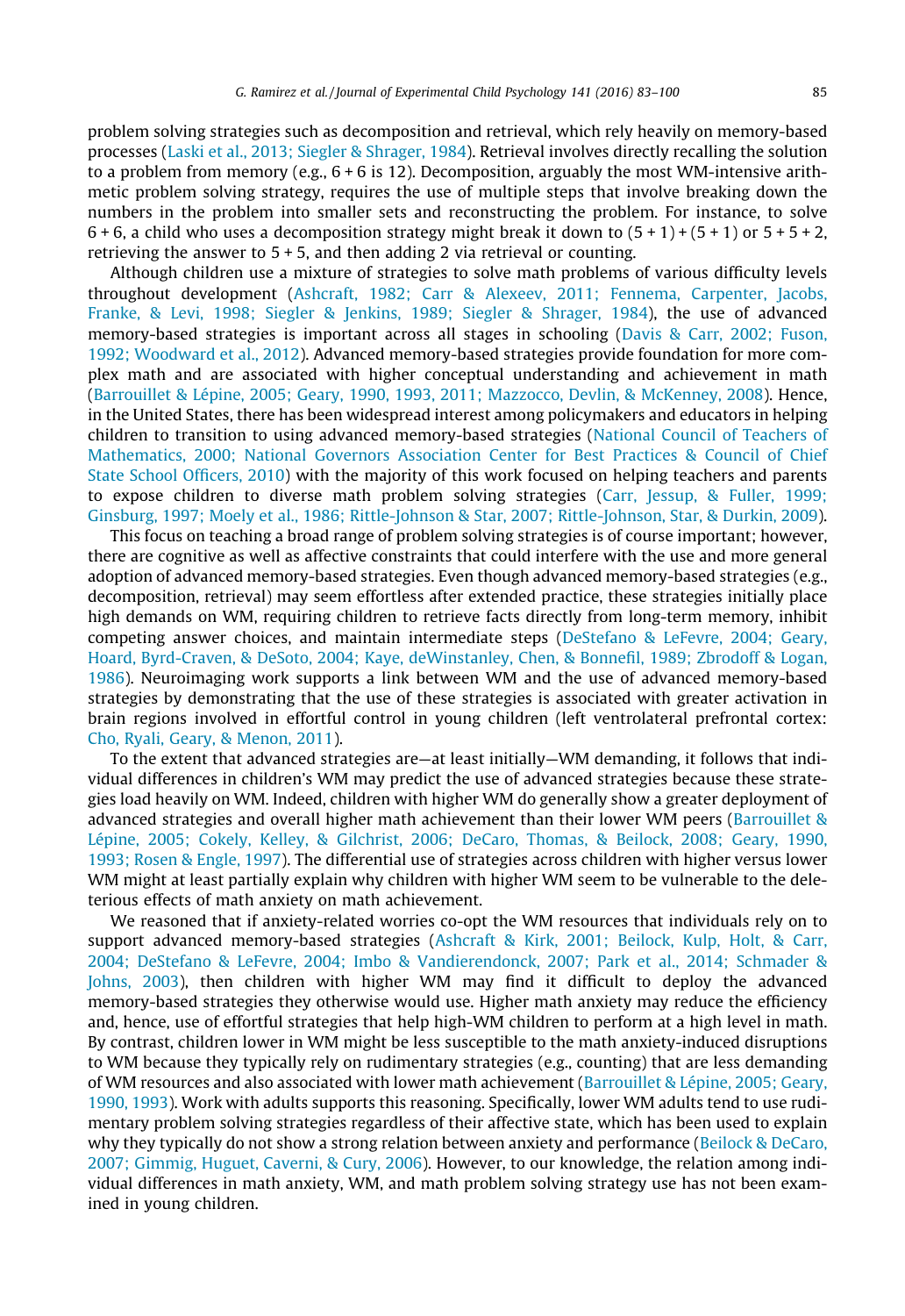problem solving strategies such as decomposition and retrieval, which rely heavily on memory-based processes (Laski et al., 2013; Siegler & Shrager, 1984). Retrieval involves directly recalling the solution to a problem from memory (e.g., 6 + 6 is 12). Decomposition, arguably the most WM-intensive arithmetic problem solving strategy, requires the use of multiple steps that involve breaking down the numbers in the problem into smaller sets and reconstructing the problem. For instance, to solve 6 + 6, a child who uses a decomposition strategy might break it down to (5 + 1) + (5 + 1) or 5 + 5 + 2, retrieving the answer to 5 + 5, and then adding 2 via retrieval or counting.

Although children use a mixture of strategies to solve math problems of various difficulty levels throughout development (Ashcraft, 1982; Carr & Alexeev, 2011; Fennema, Carpenter, Jacobs, Franke, & Levi, 1998; Siegler & Jenkins, 1989; Siegler & Shrager, 1984), the use of advanced memory-based strategies is important across all stages in schooling (Davis & Carr, 2002; Fuson, 1992; Woodward et al., 2012). Advanced memory-based strategies provide foundation for more complex math and are associated with higher conceptual understanding and achievement in math (Barrouillet & Lépine, 2005; Geary, 1990, 1993, 2011; Mazzocco, Devlin, & McKenney, 2008). Hence, in the United States, there has been widespread interest among policymakers and educators in helping children to transition to using advanced memory-based strategies (National Council of Teachers of Mathematics, 2000; National Governors Association Center for Best Practices & Council of Chief State School Officers, 2010) with the majority of this work focused on helping teachers and parents to expose children to diverse math problem solving strategies (Carr, Jessup, & Fuller, 1999; Ginsburg, 1997; Moely et al., 1986; Rittle-Johnson & Star, 2007; Rittle-Johnson, Star, & Durkin, 2009).

This focus on teaching a broad range of problem solving strategies is of course important; however, there are cognitive as well as affective constraints that could interfere with the use and more general adoption of advanced memory-based strategies. Even though advanced memory-based strategies (e.g., decomposition, retrieval) may seem effortless after extended practice, these strategies initially place high demands on WM, requiring children to retrieve facts directly from long-term memory, inhibit competing answer choices, and maintain intermediate steps (DeStefano & LeFevre, 2004; Geary, Hoard, Byrd-Craven, & DeSoto, 2004; Kaye, deWinstanley, Chen, & Bonnefil, 1989; Zbrodoff & Logan, 1986). Neuroimaging work supports a link between WM and the use of advanced memory-based strategies by demonstrating that the use of these strategies is associated with greater activation in brain regions involved in effortful control in young children (left ventrolateral prefrontal cortex: Cho, Ryali, Geary, & Menon, 2011).

To the extent that advanced strategies are—at least initially—WM demanding, it follows that individual differences in children's WM may predict the use of advanced strategies because these strategies load heavily on WM. Indeed, children with higher WM do generally show a greater deployment of advanced strategies and overall higher math achievement than their lower WM peers (Barrouillet & Lépine, 2005; Cokely, Kelley, & Gilchrist, 2006; DeCaro, Thomas, & Beilock, 2008; Geary, 1990, 1993; Rosen & Engle, 1997). The differential use of strategies across children with higher versus lower WM might at least partially explain why children with higher WM seem to be vulnerable to the deleterious effects of math anxiety on math achievement.

We reasoned that if anxiety-related worries co-opt the WM resources that individuals rely on to support advanced memory-based strategies (Ashcraft & Kirk, 2001; Beilock, Kulp, Holt, & Carr, 2004; DeStefano & LeFevre, 2004; Imbo & Vandierendonck, 2007; Park et al., 2014; Schmader & Johns, 2003), then children with higher WM may find it difficult to deploy the advanced memory-based strategies they otherwise would use. Higher math anxiety may reduce the efficiency and, hence, use of effortful strategies that help high-WM children to perform at a high level in math. By contrast, children lower in WM might be less susceptible to the math anxiety-induced disruptions to WM because they typically rely on rudimentary strategies (e.g., counting) that are less demanding of WM resources and also associated with lower math achievement (Barrouillet & Lépine, 2005; Geary, 1990, 1993). Work with adults supports this reasoning. Specifically, lower WM adults tend to use rudimentary problem solving strategies regardless of their affective state, which has been used to explain why they typically do not show a strong relation between anxiety and performance (Beilock & DeCaro, 2007; Gimmig, Huguet, Caverni, & Cury, 2006). However, to our knowledge, the relation among individual differences in math anxiety, WM, and math problem solving strategy use has not been examined in young children.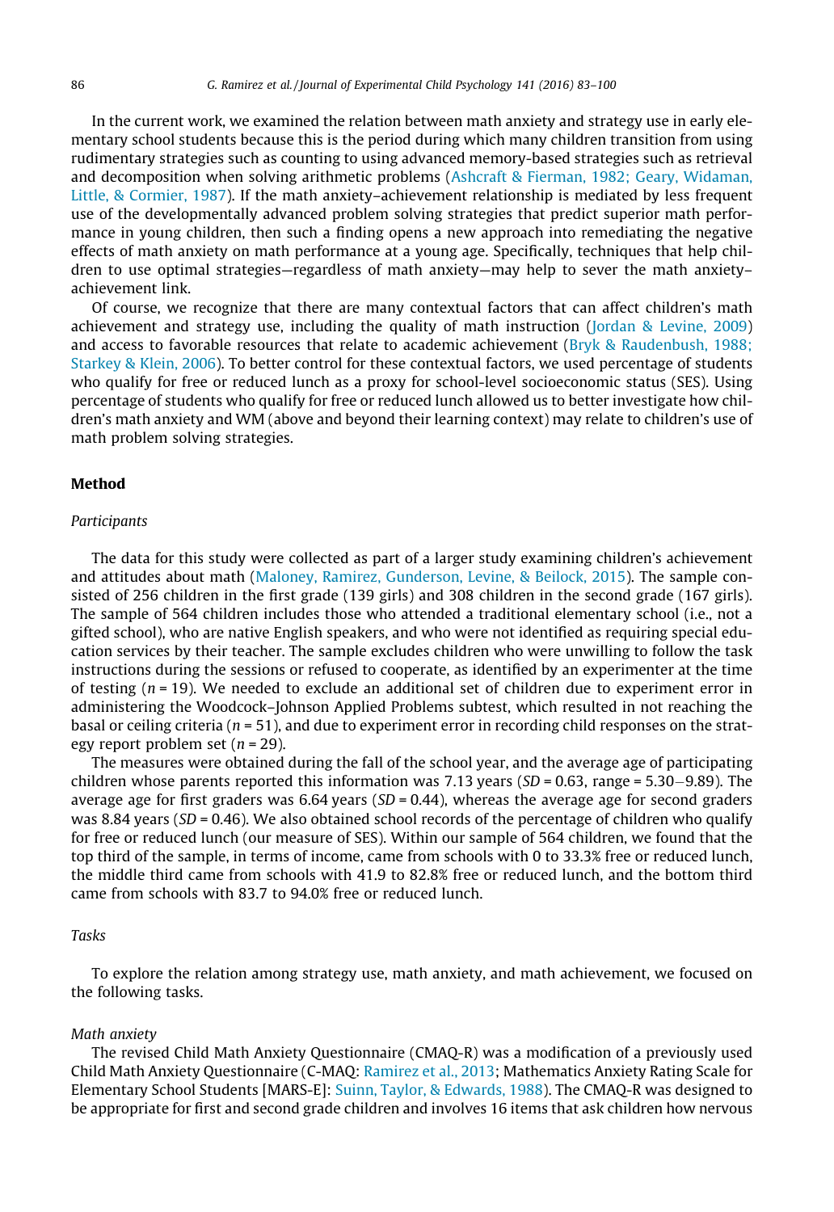In the current work, we examined the relation between math anxiety and strategy use in early elementary school students because this is the period during which many children transition from using rudimentary strategies such as counting to using advanced memory-based strategies such as retrieval and decomposition when solving arithmetic problems (Ashcraft & Fierman, 1982; Geary, Widaman, Little, & Cormier, 1987). If the math anxiety–achievement relationship is mediated by less frequent use of the developmentally advanced problem solving strategies that predict superior math performance in young children, then such a finding opens a new approach into remediating the negative effects of math anxiety on math performance at a young age. Specifically, techniques that help children to use optimal strategies—regardless of math anxiety—may help to sever the math anxiety–achievement link.

Of course, we recognize that there are many contextual factors that can affect children's math achievement and strategy use, including the quality of math instruction (Jordan & Levine, 2009) and access to favorable resources that relate to academic achievement (Bryk & Raudenbush, 1988; Starkey & Klein, 2006). To better control for these contextual factors, we used percentage of students who qualify for free or reduced lunch as a proxy for school-level socioeconomic status (SES). Using percentage of students who qualify for free or reduced lunch allowed us to better investigate how children's math anxiety and WM (above and beyond their learning context) may relate to children's use of math problem solving strategies.

## Method

### *Participants*

The data for this study were collected as part of a larger study examining children's achievement and attitudes about math (Maloney, Ramirez, Gunderson, Levine, & Beilock, 2015). The sample consisted of 256 children in the first grade (139 girls) and 308 children in the second grade (167 girls). The sample of 564 children includes those who attended a traditional elementary school (i.e., not a gifted school), who are native English speakers, and who were not identified as requiring special education services by their teacher. The sample excludes children who were unwilling to follow the task instructions during the sessions or refused to cooperate, as identified by an experimenter at the time of testing ($n = 19$). We needed to exclude an additional set of children due to experiment error in administering the Woodcock–Johnson Applied Problems subtest, which resulted in not reaching the basal or ceiling criteria ($n = 51$), and due to experiment error in recording child responses on the strategy report problem set ($n = 29$).

The measures were obtained during the fall of the school year, and the average age of participating children whose parents reported this information was 7.13 years ($SD = 0.63$, range = 5.30–9.89). The average age for first graders was 6.64 years ($SD = 0.44$), whereas the average age for second graders was 8.84 years ($SD = 0.46$). We also obtained school records of the percentage of children who qualify for free or reduced lunch (our measure of SES). Within our sample of 564 children, we found that the top third of the sample, in terms of income, came from schools with 0 to 33.3% free or reduced lunch, the middle third came from schools with 41.9 to 82.8% free or reduced lunch, and the bottom third came from schools with 83.7 to 94.0% free or reduced lunch.

### *Tasks*

To explore the relation among strategy use, math anxiety, and math achievement, we focused on the following tasks.

#### *Math anxiety*

The revised Child Math Anxiety Questionnaire (CMAQ-R) was a modification of a previously used Child Math Anxiety Questionnaire (C-MAQ: Ramirez et al., 2013; Mathematics Anxiety Rating Scale for Elementary School Students [MARS-E]: Suinn, Taylor, & Edwards, 1988). The CMAQ-R was designed to be appropriate for first and second grade children and involves 16 items that ask children how nervous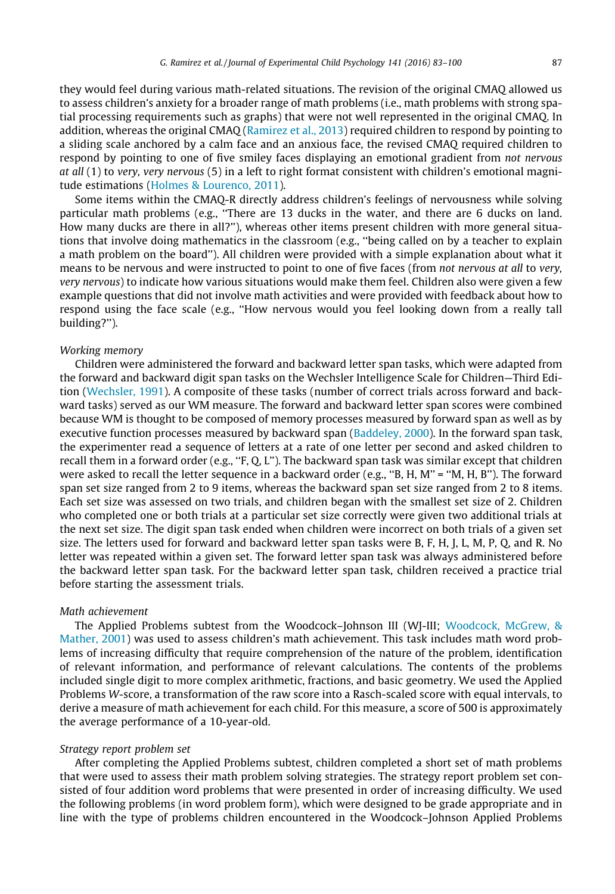they would feel during various math-related situations. The revision of the original CMAQ allowed us to assess children's anxiety for a broader range of math problems (i.e., math problems with strong spatial processing requirements such as graphs) that were not well represented in the original CMAQ. In addition, whereas the original CMAQ (Ramirez et al., 2013) required children to respond by pointing to a sliding scale anchored by a calm face and an anxious face, the revised CMAQ required children to respond by pointing to one of five smiley faces displaying an emotional gradient from *not nervous at all* (1) to *very, very nervous* (5) in a left to right format consistent with children's emotional magnitude estimations (Holmes & Lourenco, 2011).

Some items within the CMAQ-R directly address children's feelings of nervousness while solving particular math problems (e.g., ''There are 13 ducks in the water, and there are 6 ducks on land. How many ducks are there in all?''), whereas other items present children with more general situations that involve doing mathematics in the classroom (e.g., ''being called on by a teacher to explain a math problem on the board''). All children were provided with a simple explanation about what it means to be nervous and were instructed to point to one of five faces (from *not nervous at all* to *very, very nervous*) to indicate how various situations would make them feel. Children also were given a few example questions that did not involve math activities and were provided with feedback about how to respond using the face scale (e.g., ''How nervous would you feel looking down from a really tall building?'').

*Working memory*

Children were administered the forward and backward letter span tasks, which were adapted from the forward and backward digit span tasks on the Wechsler Intelligence Scale for Children—Third Edition (Wechsler, 1991). A composite of these tasks (number of correct trials across forward and backward tasks) served as our WM measure. The forward and backward letter span scores were combined because WM is thought to be composed of memory processes measured by forward span as well as by executive function processes measured by backward span (Baddeley, 2000). In the forward span task, the experimenter read a sequence of letters at a rate of one letter per second and asked children to recall them in a forward order (e.g., ''F, Q, L''). The backward span task was similar except that children were asked to recall the letter sequence in a backward order (e.g., ''B, H, M'' = ''M, H, B''). The forward span set size ranged from 2 to 9 items, whereas the backward span set size ranged from 2 to 8 items. Each set size was assessed on two trials, and children began with the smallest set size of 2. Children who completed one or both trials at a particular set size correctly were given two additional trials at the next set size. The digit span task ended when children were incorrect on both trials of a given set size. The letters used for forward and backward letter span tasks were B, F, H, J, L, M, P, Q, and R. No letter was repeated within a given set. The forward letter span task was always administered before the backward letter span task. For the backward letter span task, children received a practice trial before starting the assessment trials.

*Math achievement*

The Applied Problems subtest from the Woodcock–Johnson III (WJ-III; Woodcock, McGrew, & Mather, 2001) was used to assess children's math achievement. This task includes math word problems of increasing difficulty that require comprehension of the nature of the problem, identification of relevant information, and performance of relevant calculations. The contents of the problems included single digit to more complex arithmetic, fractions, and basic geometry. We used the Applied Problems *W*-score, a transformation of the raw score into a Rasch-scaled score with equal intervals, to derive a measure of math achievement for each child. For this measure, a score of 500 is approximately the average performance of a 10-year-old.

*Strategy report problem set*

After completing the Applied Problems subtest, children completed a short set of math problems that were used to assess their math problem solving strategies. The strategy report problem set consisted of four addition word problems that were presented in order of increasing difficulty. We used the following problems (in word problem form), which were designed to be grade appropriate and in line with the type of problems children encountered in the Woodcock–Johnson Applied Problems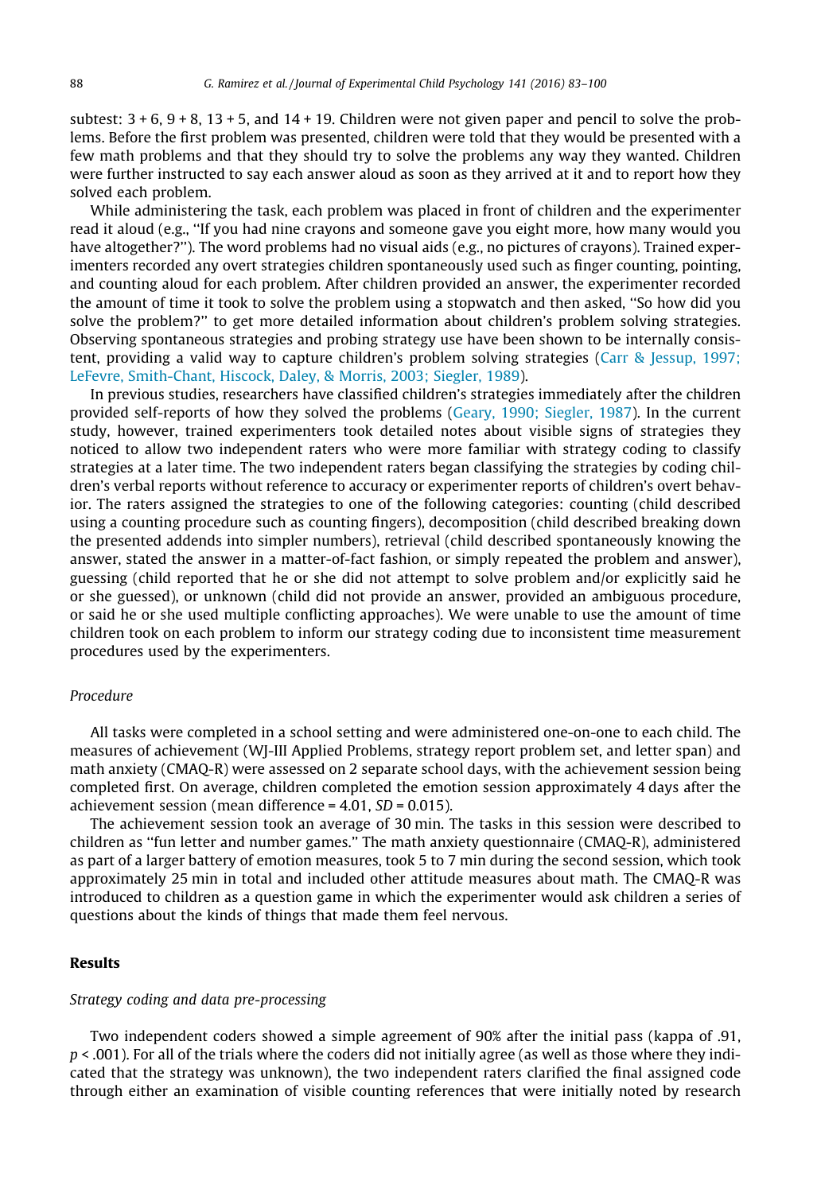subtest: 3 + 6, 9 + 8, 13 + 5, and 14 + 19. Children were not given paper and pencil to solve the problems. Before the first problem was presented, children were told that they would be presented with a few math problems and that they should try to solve the problems any way they wanted. Children were further instructed to say each answer aloud as soon as they arrived at it and to report how they solved each problem.

While administering the task, each problem was placed in front of children and the experimenter read it aloud (e.g., ''If you had nine crayons and someone gave you eight more, how many would you have altogether?''). The word problems had no visual aids (e.g., no pictures of crayons). Trained experimenters recorded any overt strategies children spontaneously used such as finger counting, pointing, and counting aloud for each problem. After children provided an answer, the experimenter recorded the amount of time it took to solve the problem using a stopwatch and then asked, ''So how did you solve the problem?'' to get more detailed information about children's problem solving strategies. Observing spontaneous strategies and probing strategy use have been shown to be internally consistent, providing a valid way to capture children's problem solving strategies (Carr & Jessup, 1997; LeFevre, Smith-Chant, Hiscock, Daley, & Morris, 2003; Siegler, 1989).

In previous studies, researchers have classified children's strategies immediately after the children provided self-reports of how they solved the problems (Geary, 1990; Siegler, 1987). In the current study, however, trained experimenters took detailed notes about visible signs of strategies they noticed to allow two independent raters who were more familiar with strategy coding to classify strategies at a later time. The two independent raters began classifying the strategies by coding children's verbal reports without reference to accuracy or experimenter reports of children's overt behavior. The raters assigned the strategies to one of the following categories: counting (child described using a counting procedure such as counting fingers), decomposition (child described breaking down the presented addends into simpler numbers), retrieval (child described spontaneously knowing the answer, stated the answer in a matter-of-fact fashion, or simply repeated the problem and answer), guessing (child reported that he or she did not attempt to solve problem and/or explicitly said he or she guessed), or unknown (child did not provide an answer, provided an ambiguous procedure, or said he or she used multiple conflicting approaches). We were unable to use the amount of time children took on each problem to inform our strategy coding due to inconsistent time measurement procedures used by the experimenters.

### *Procedure*

All tasks were completed in a school setting and were administered one-on-one to each child. The measures of achievement (WJ-III Applied Problems, strategy report problem set, and letter span) and math anxiety (CMAQ-R) were assessed on 2 separate school days, with the achievement session being completed first. On average, children completed the emotion session approximately 4 days after the achievement session (mean difference = 4.01, $SD$ = 0.015).

The achievement session took an average of 30 min. The tasks in this session were described to children as ''fun letter and number games.'' The math anxiety questionnaire (CMAQ-R), administered as part of a larger battery of emotion measures, took 5 to 7 min during the second session, which took approximately 25 min in total and included other attitude measures about math. The CMAQ-R was introduced to children as a question game in which the experimenter would ask children a series of questions about the kinds of things that made them feel nervous.

## Results

### *Strategy coding and data pre-processing*

Two independent coders showed a simple agreement of 90% after the initial pass (kappa of .91, $p < .001$). For all of the trials where the coders did not initially agree (as well as those where they indicated that the strategy was unknown), the two independent raters clarified the final assigned code through either an examination of visible counting references that were initially noted by research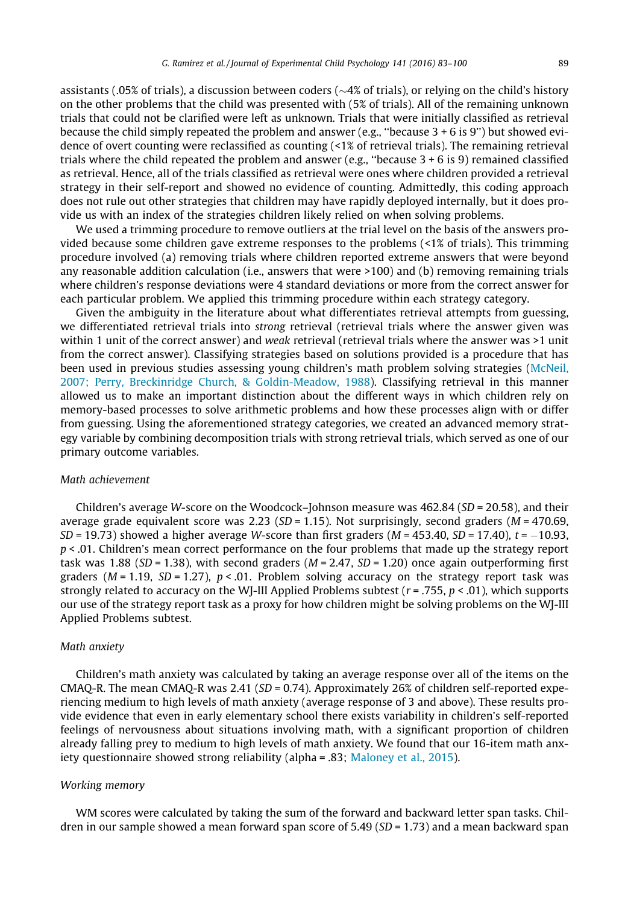assistants (.05% of trials), a discussion between coders (~4% of trials), or relying on the child's history on the other problems that the child was presented with (5% of trials). All of the remaining unknown trials that could not be clarified were left as unknown. Trials that were initially classified as retrieval because the child simply repeated the problem and answer (e.g., "because 3 + 6 is 9") but showed evidence of overt counting were reclassified as counting (<1% of retrieval trials). The remaining retrieval trials where the child repeated the problem and answer (e.g., "because 3 + 6 is 9) remained classified as retrieval. Hence, all of the trials classified as retrieval were ones where children provided a retrieval strategy in their self-report and showed no evidence of counting. Admittedly, this coding approach does not rule out other strategies that children may have rapidly deployed internally, but it does provide us with an index of the strategies children likely relied on when solving problems.

We used a trimming procedure to remove outliers at the trial level on the basis of the answers provided because some children gave extreme responses to the problems (<1% of trials). This trimming procedure involved (a) removing trials where children reported extreme answers that were beyond any reasonable addition calculation (i.e., answers that were >100) and (b) removing remaining trials where children's response deviations were 4 standard deviations or more from the correct answer for each particular problem. We applied this trimming procedure within each strategy category.

Given the ambiguity in the literature about what differentiates retrieval attempts from guessing, we differentiated retrieval trials into *strong* retrieval (retrieval trials where the answer given was within 1 unit of the correct answer) and *weak* retrieval (retrieval trials where the answer was >1 unit from the correct answer). Classifying strategies based on solutions provided is a procedure that has been used in previous studies assessing young children's math problem solving strategies (McNeil, 2007; Perry, Breckinridge Church, & Goldin-Meadow, 1988). Classifying retrieval in this manner allowed us to make an important distinction about the different ways in which children rely on memory-based processes to solve arithmetic problems and how these processes align with or differ from guessing. Using the aforementioned strategy categories, we created an advanced memory strategy variable by combining decomposition trials with strong retrieval trials, which served as one of our primary outcome variables.

### *Math achievement*

Children's average *W*-score on the Woodcock–Johnson measure was 462.84 ($SD$ = 20.58), and their average grade equivalent score was 2.23 ($SD$ = 1.15). Not surprisingly, second graders ($M$ = 470.69, $SD$ = 19.73) showed a higher average *W*-score than first graders ($M$ = 453.40, $SD$ = 17.40), $t = -10.93$, $p < .01$. Children's mean correct performance on the four problems that made up the strategy report task was 1.88 ($SD$ = 1.38), with second graders ($M$ = 2.47, $SD$ = 1.20) once again outperforming first graders ($M$ = 1.19, $SD$ = 1.27), $p < .01$. Problem solving accuracy on the strategy report task was strongly related to accuracy on the WJ-III Applied Problems subtest ($r = .755$, $p < .01$), which supports our use of the strategy report task as a proxy for how children might be solving problems on the WJ-III Applied Problems subtest.

### *Math anxiety*

Children's math anxiety was calculated by taking an average response over all of the items on the CMAQ-R. The mean CMAQ-R was 2.41 ($SD$ = 0.74). Approximately 26% of children self-reported experiencing medium to high levels of math anxiety (average response of 3 and above). These results provide evidence that even in early elementary school there exists variability in children's self-reported feelings of nervousness about situations involving math, with a significant proportion of children already falling prey to medium to high levels of math anxiety. We found that our 16-item math anxiety questionnaire showed strong reliability (alpha = .83; Maloney et al., 2015).

### *Working memory*

WM scores were calculated by taking the sum of the forward and backward letter span tasks. Children in our sample showed a mean forward span score of 5.49 ($SD$ = 1.73) and a mean backward span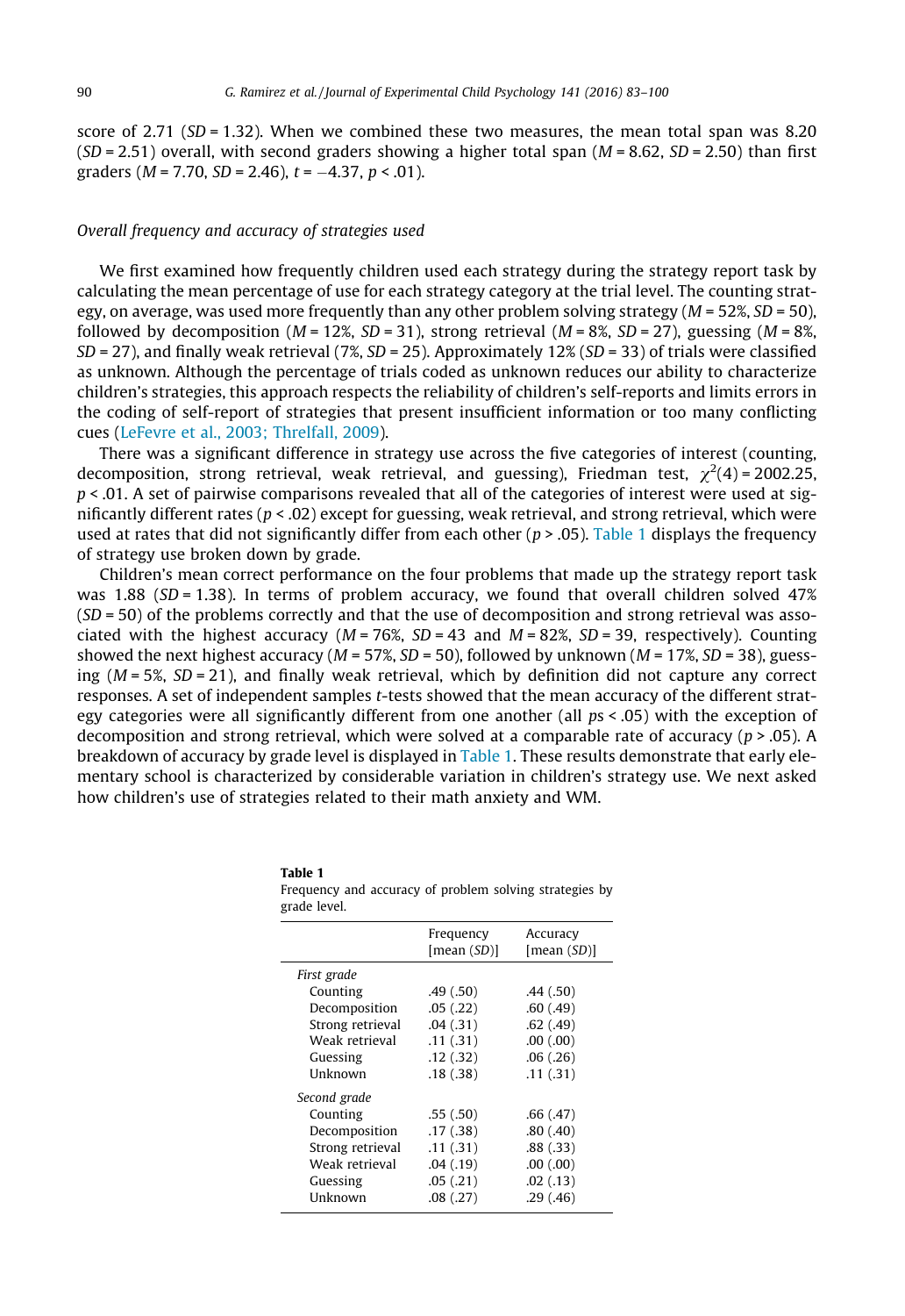score of 2.71 ($SD$ = 1.32). When we combined these two measures, the mean total span was 8.20 ($SD$ = 2.51) overall, with second graders showing a higher total span ($M$ = 8.62, $SD$ = 2.50) than first graders ($M$ = 7.70, $SD$ = 2.46), $t = -4.37$, $p < .01$).

### *Overall frequency and accuracy of strategies used*

We first examined how frequently children used each strategy during the strategy report task by calculating the mean percentage of use for each strategy category at the trial level. The counting strategy, on average, was used more frequently than any other problem solving strategy ($M$ = 52%, $SD$ = 50), followed by decomposition ($M$ = 12%, $SD$ = 31), strong retrieval ($M$ = 8%, $SD$ = 27), guessing ($M$ = 8%, $SD$ = 27), and finally weak retrieval (7%, $SD$ = 25). Approximately 12% ($SD$ = 33) of trials were classified as unknown. Although the percentage of trials coded as unknown reduces our ability to characterize children's strategies, this approach respects the reliability of children's self-reports and limits errors in the coding of self-report of strategies that present insufficient information or too many conflicting cues (LeFevre et al., 2003; Threlfall, 2009).

There was a significant difference in strategy use across the five categories of interest (counting, decomposition, strong retrieval, weak retrieval, and guessing), Friedman test, $\chi^2(4) = 2002.25$, $p < .01$. A set of pairwise comparisons revealed that all of the categories of interest were used at significantly different rates ($p < .02$) except for guessing, weak retrieval, and strong retrieval, which were used at rates that did not significantly differ from each other ($p > .05$). Table 1 displays the frequency of strategy use broken down by grade.

Children's mean correct performance on the four problems that made up the strategy report task was 1.88 ($SD$ = 1.38). In terms of problem accuracy, we found that overall children solved 47% ($SD$ = 50) of the problems correctly and that the use of decomposition and strong retrieval was associated with the highest accuracy ($M$ = 76%, $SD$ = 43 and $M$ = 82%, $SD$ = 39, respectively). Counting showed the next highest accuracy ($M$ = 57%, $SD$ = 50), followed by unknown ($M$ = 17%, $SD$ = 38), guessing ($M$ = 5%, $SD$ = 21), and finally weak retrieval, which by definition did not capture any correct responses. A set of independent samples $t$-tests showed that the mean accuracy of the different strategy categories were all significantly different from one another (all $p$s < .05) with the exception of decomposition and strong retrieval, which were solved at a comparable rate of accuracy ($p > .05$). A breakdown of accuracy by grade level is displayed in Table 1. These results demonstrate that early elementary school is characterized by considerable variation in children's strategy use. We next asked how children's use of strategies related to their math anxiety and WM.

**Table 1**
Frequency and accuracy of problem solving strategies by grade level.

| | Frequency [mean ($SD$)] | Accuracy [mean ($SD$)] |
|---|---|---|
| *First grade* | | |
| Counting | .49 (.50) | .44 (.50) |
| Decomposition | .05 (.22) | .60 (.49) |
| Strong retrieval | .04 (.31) | .62 (.49) |
| Weak retrieval | .11 (.31) | .00 (.00) |
| Guessing | .12 (.32) | .06 (.26) |
| Unknown | .18 (.38) | .11 (.31) |
| *Second grade* | | |
| Counting | .55 (.50) | .66 (.47) |
| Decomposition | .17 (.38) | .80 (.40) |
| Strong retrieval | .11 (.31) | .88 (.33) |
| Weak retrieval | .04 (.19) | .00 (.00) |
| Guessing | .05 (.21) | .02 (.13) |
| Unknown | .08 (.27) | .29 (.46) |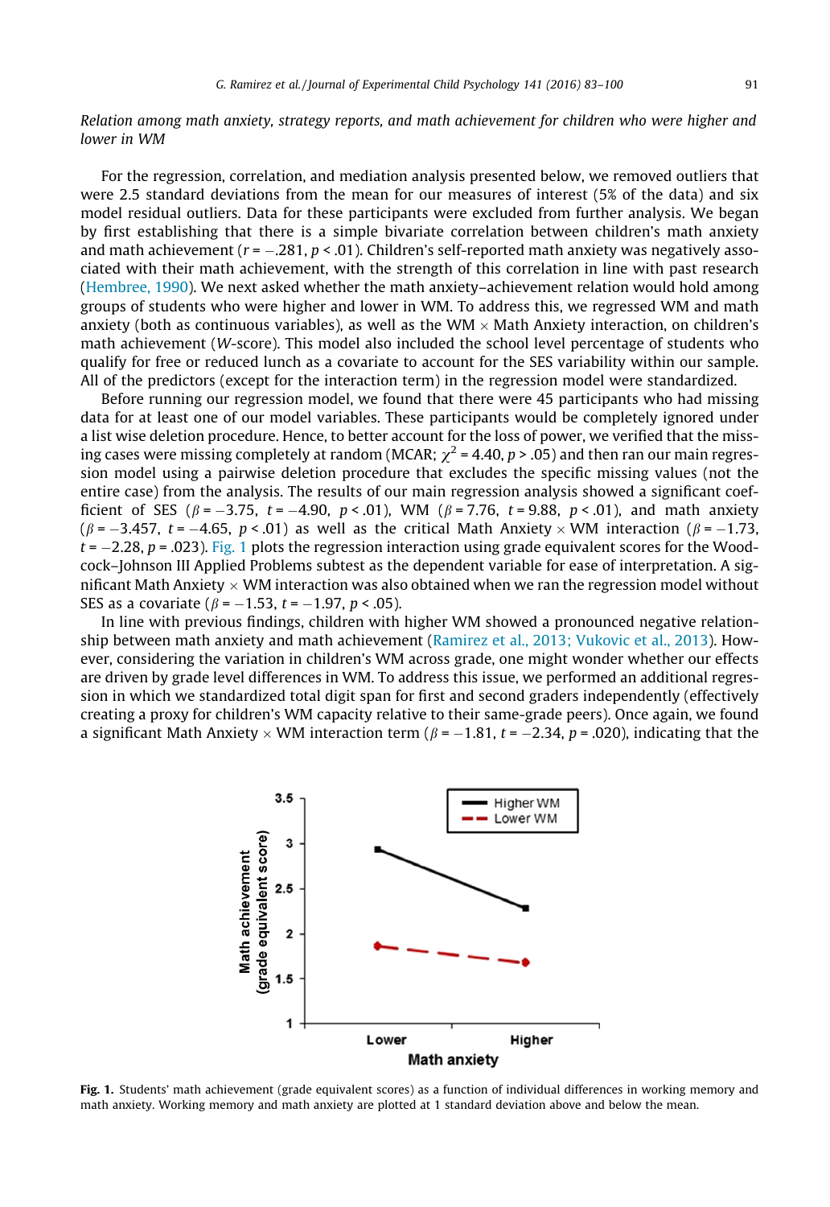*Relation among math anxiety, strategy reports, and math achievement for children who were higher and lower in WM*

For the regression, correlation, and mediation analysis presented below, we removed outliers that were 2.5 standard deviations from the mean for our measures of interest (5% of the data) and six model residual outliers. Data for these participants were excluded from further analysis. We began by first establishing that there is a simple bivariate correlation between children's math anxiety and math achievement ($r = -.281$, $p < .01$). Children's self-reported math anxiety was negatively associated with their math achievement, with the strength of this correlation in line with past research (Hembree, 1990). We next asked whether the math anxiety–achievement relation would hold among groups of students who were higher and lower in WM. To address this, we regressed WM and math anxiety (both as continuous variables), as well as the WM × Math Anxiety interaction, on children's math achievement (*W*-score). This model also included the school level percentage of students who qualify for free or reduced lunch as a covariate to account for the SES variability within our sample. All of the predictors (except for the interaction term) in the regression model were standardized.

Before running our regression model, we found that there were 45 participants who had missing data for at least one of our model variables. These participants would be completely ignored under a list wise deletion procedure. Hence, to better account for the loss of power, we verified that the missing cases were missing completely at random (MCAR; $\chi^2 = 4.40$, $p > .05$) and then ran our main regression model using a pairwise deletion procedure that excludes the specific missing values (not the entire case) from the analysis. The results of our main regression analysis showed a significant coefficient of SES ($\beta = -3.75$, $t = -4.90$, $p < .01$), WM ($\beta = 7.76$, $t = 9.88$, $p < .01$), and math anxiety ($\beta = -3.457$, $t = -4.65$, $p < .01$) as well as the critical Math Anxiety × WM interaction ($\beta = -1.73$, $t = -2.28$, $p = .023$). Fig. 1 plots the regression interaction using grade equivalent scores for the Woodcock–Johnson III Applied Problems subtest as the dependent variable for ease of interpretation. A significant Math Anxiety × WM interaction was also obtained when we ran the regression model without SES as a covariate ($\beta = -1.53$, $t = -1.97$, $p < .05$).

In line with previous findings, children with higher WM showed a pronounced negative relationship between math anxiety and math achievement (Ramirez et al., 2013; Vukovic et al., 2013). However, considering the variation in children's WM across grade, one might wonder whether our effects are driven by grade level differences in WM. To address this issue, we performed an additional regression in which we standardized total digit span for first and second graders independently (effectively creating a proxy for children's WM capacity relative to their same-grade peers). Once again, we found a significant Math Anxiety × WM interaction term ($\beta = -1.81$, $t = -2.34$, $p = .020$), indicating that the

**Fig. 1.** Students' math achievement (grade equivalent scores) as a function of individual differences in working memory and math anxiety. Working memory and math anxiety are plotted at 1 standard deviation above and below the mean.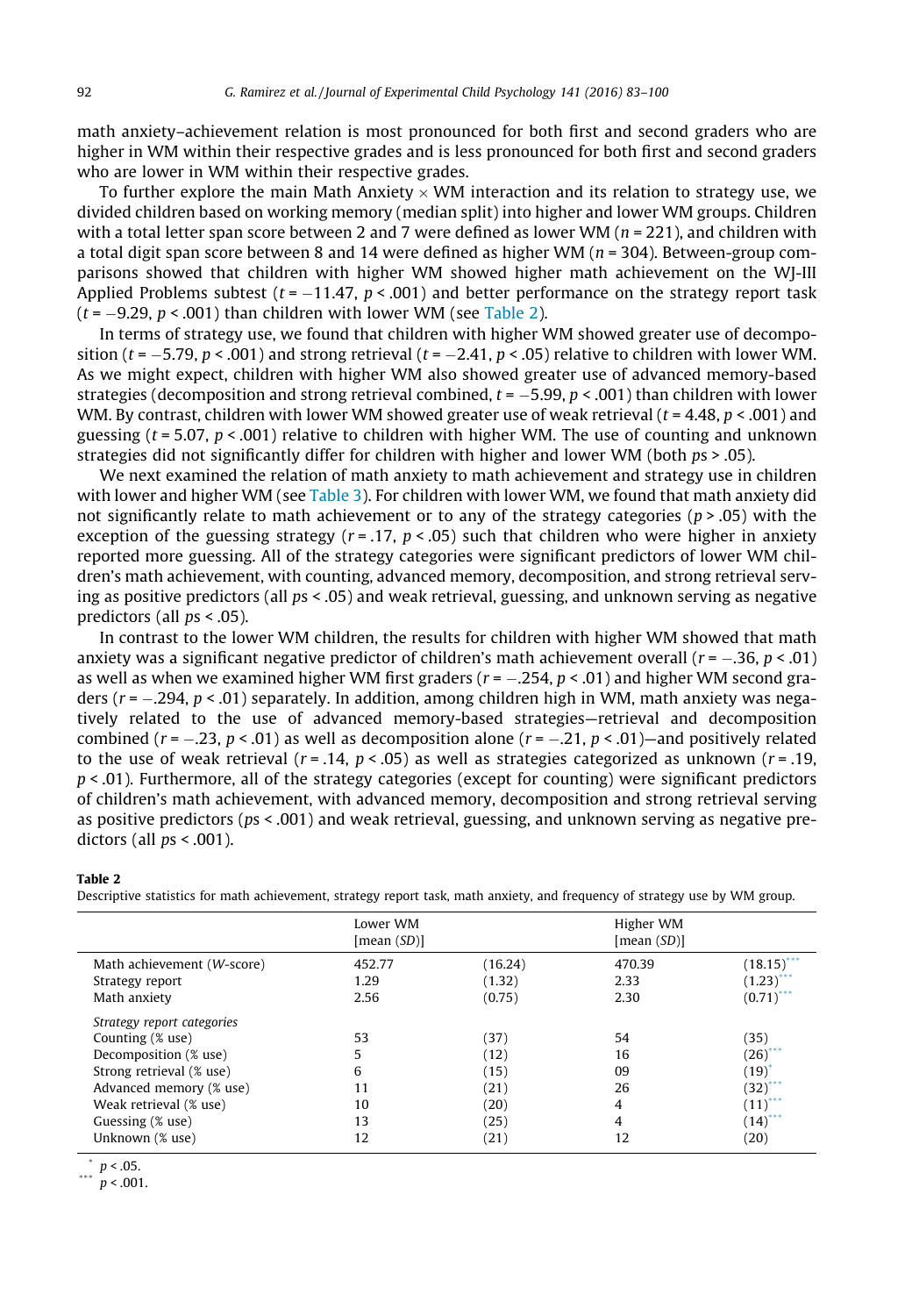math anxiety–achievement relation is most pronounced for both first and second graders who are higher in WM within their respective grades and is less pronounced for both first and second graders who are lower in WM within their respective grades.

To further explore the main Math Anxiety × WM interaction and its relation to strategy use, we divided children based on working memory (median split) into higher and lower WM groups. Children with a total letter span score between 2 and 7 were defined as lower WM ($n = 221$), and children with a total digit span score between 8 and 14 were defined as higher WM ($n = 304$). Between-group comparisons showed that children with higher WM showed higher math achievement on the WJ-III Applied Problems subtest ($t = -11.47$, $p < .001$) and better performance on the strategy report task ($t = -9.29$, $p < .001$) than children with lower WM (see Table 2).

In terms of strategy use, we found that children with higher WM showed greater use of decomposition ($t = -5.79$, $p < .001$) and strong retrieval ($t = -2.41$, $p < .05$) relative to children with lower WM. As we might expect, children with higher WM also showed greater use of advanced memory-based strategies (decomposition and strong retrieval combined, $t = -5.99$, $p < .001$) than children with lower WM. By contrast, children with lower WM showed greater use of weak retrieval ($t = 4.48$, $p < .001$) and guessing ($t = 5.07$, $p < .001$) relative to children with higher WM. The use of counting and unknown strategies did not significantly differ for children with higher and lower WM (both $ps > .05$).

We next examined the relation of math anxiety to math achievement and strategy use in children with lower and higher WM (see Table 3). For children with lower WM, we found that math anxiety did not significantly relate to math achievement or to any of the strategy categories ($p > .05$) with the exception of the guessing strategy ($r = .17$, $p < .05$) such that children who were higher in anxiety reported more guessing. All of the strategy categories were significant predictors of lower WM children's math achievement, with counting, advanced memory, decomposition, and strong retrieval serving as positive predictors (all $ps < .05$) and weak retrieval, guessing, and unknown serving as negative predictors (all $ps < .05$).

In contrast to the lower WM children, the results for children with higher WM showed that math anxiety was a significant negative predictor of children's math achievement overall ($r = -.36$, $p < .01$) as well as when we examined higher WM first graders ($r = -.254$, $p < .01$) and higher WM second graders ($r = -.294$, $p < .01$) separately. In addition, among children high in WM, math anxiety was negatively related to the use of advanced memory-based strategies—retrieval and decomposition combined ($r = -.23$, $p < .01$) as well as decomposition alone ($r = -.21$, $p < .01$)—and positively related to the use of weak retrieval ($r = .14$, $p < .05$) as well as strategies categorized as unknown ($r = .19$, $p < .01$). Furthermore, all of the strategy categories (except for counting) were significant predictors of children's math achievement, with advanced memory, decomposition and strong retrieval serving as positive predictors ($ps < .001$) and weak retrieval, guessing, and unknown serving as negative predictors (all $ps < .001$).

**Table 2**
Descriptive statistics for math achievement, strategy report task, math anxiety, and frequency of strategy use by WM group.

| | Lower WM [mean (*SD*)] | | Higher WM [mean (*SD*)] | |
|---|---|---|---|---|
| Math achievement (*W*-score) | 452.77 | (16.24) | 470.39 | (18.15)*** |
| Strategy report | 1.29 | (1.32) | 2.33 | (1.23)*** |
| Math anxiety | 2.56 | (0.75) | 2.30 | (0.71)*** |
| *Strategy report categories* | | | | |
| Counting (% use) | 53 | (37) | 54 | (35) |
| Decomposition (% use) | 5 | (12) | 16 | (26)*** |
| Strong retrieval (% use) | 6 | (15) | 09 | (19)* |
| Advanced memory (% use) | 11 | (21) | 26 | (32)*** |
| Weak retrieval (% use) | 10 | (20) | 4 | (11)*** |
| Guessing (% use) | 13 | (25) | 4 | (14)*** |
| Unknown (% use) | 12 | (21) | 12 | (20) |

\* $p < .05$.
\*\*\* $p < .001$.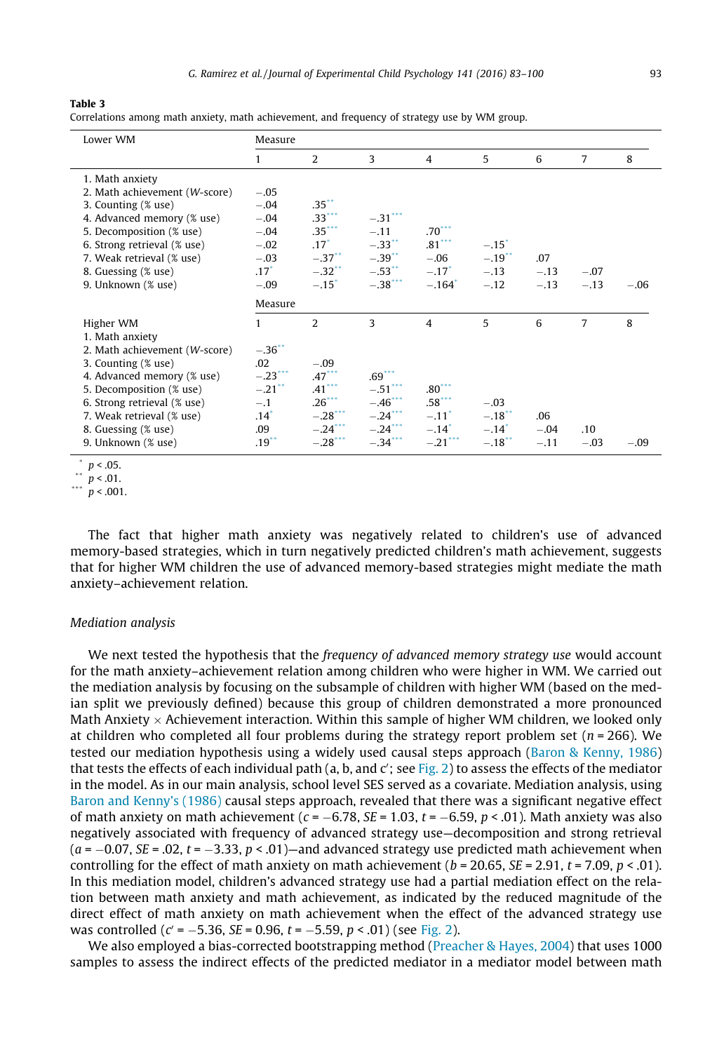**Table 3**
Correlations among math anxiety, math achievement, and frequency of strategy use by WM group.

| Lower WM | Measure | | | | | | | |
|---|---|---|---|---|---|---|---|---|
| | 1 | 2 | 3 | 4 | 5 | 6 | 7 | 8 |
| 1. Math anxiety | | | | | | | | |
| 2. Math achievement (*W*-score) | −.05 | | | | | | | |
| 3. Counting (% use) | −.04 | .35** | | | | | | |
| 4. Advanced memory (% use) | −.04 | .33*** | −.31*** | | | | | |
| 5. Decomposition (% use) | −.04 | .35*** | −.11 | .70*** | | | | |
| 6. Strong retrieval (% use) | −.02 | .17* | −.33** | .81*** | −.15* | | | |
| 7. Weak retrieval (% use) | −.03 | −.37** | −.39** | −.06 | −.19** | .07 | | |
| 8. Guessing (% use) | .17* | −.32** | −.53** | −.17* | −.13 | −.13 | −.07 | |
| 9. Unknown (% use) | −.09 | −.15* | −.38*** | −.164* | −.12 | −.13 | −.13 | −.06 |
| | **Measure** | | | | | | | |
| Higher WM | 1 | 2 | 3 | 4 | 5 | 6 | 7 | 8 |
| 1. Math anxiety | | | | | | | | |
| 2. Math achievement (*W*-score) | −.36** | | | | | | | |
| 3. Counting (% use) | .02 | −.09 | | | | | | |
| 4. Advanced memory (% use) | −.23*** | .47*** | .69*** | | | | | |
| 5. Decomposition (% use) | −.21** | .41*** | −.51*** | .80*** | | | | |
| 6. Strong retrieval (% use) | −.1 | .26*** | −.46*** | .58*** | −.03 | | | |
| 7. Weak retrieval (% use) | .14* | −.28*** | −.24*** | −.11* | −.18** | .06 | | |
| 8. Guessing (% use) | .09 | −.24*** | −.24*** | −.14* | −.14* | −.04 | .10 | |
| 9. Unknown (% use) | .19** | −.28*** | −.34*** | −.21*** | −.18** | −.11 | −.03 | −.09 |

\* $p < .05$.
\*\* $p < .01$.
\*\*\* $p < .001$.

The fact that higher math anxiety was negatively related to children's use of advanced memory-based strategies, which in turn negatively predicted children's math achievement, suggests that for higher WM children the use of advanced memory-based strategies might mediate the math anxiety–achievement relation.

### Mediation analysis

We next tested the hypothesis that the *frequency of advanced memory strategy use* would account for the math anxiety–achievement relation among children who were higher in WM. We carried out the mediation analysis by focusing on the subsample of children with higher WM (based on the median split we previously defined) because this group of children demonstrated a more pronounced Math Anxiety × Achievement interaction. Within this sample of higher WM children, we looked only at children who completed all four problems during the strategy report problem set ($n = 266$). We tested our mediation hypothesis using a widely used causal steps approach (Baron & Kenny, 1986) that tests the effects of each individual path (a, b, and c′; see Fig. 2) to assess the effects of the mediator in the model. As in our main analysis, school level SES served as a covariate. Mediation analysis, using Baron and Kenny's (1986) causal steps approach, revealed that there was a significant negative effect of math anxiety on math achievement ($c = -6.78$, $SE = 1.03$, $t = -6.59$, $p < .01$). Math anxiety was also negatively associated with frequency of advanced strategy use—decomposition and strong retrieval ($a = -0.07$, $SE = .02$, $t = -3.33$, $p < .01$)—and advanced strategy use predicted math achievement when controlling for the effect of math anxiety on math achievement ($b = 20.65$, $SE = 2.91$, $t = 7.09$, $p < .01$). In this mediation model, children's advanced strategy use had a partial mediation effect on the relation between math anxiety and math achievement, as indicated by the reduced magnitude of the direct effect of math anxiety on math achievement when the effect of the advanced strategy use was controlled ($c' = -5.36$, $SE = 0.96$, $t = -5.59$, $p < .01$) (see Fig. 2).

We also employed a bias-corrected bootstrapping method (Preacher & Hayes, 2004) that uses 1000 samples to assess the indirect effects of the predicted mediator in a mediator model between math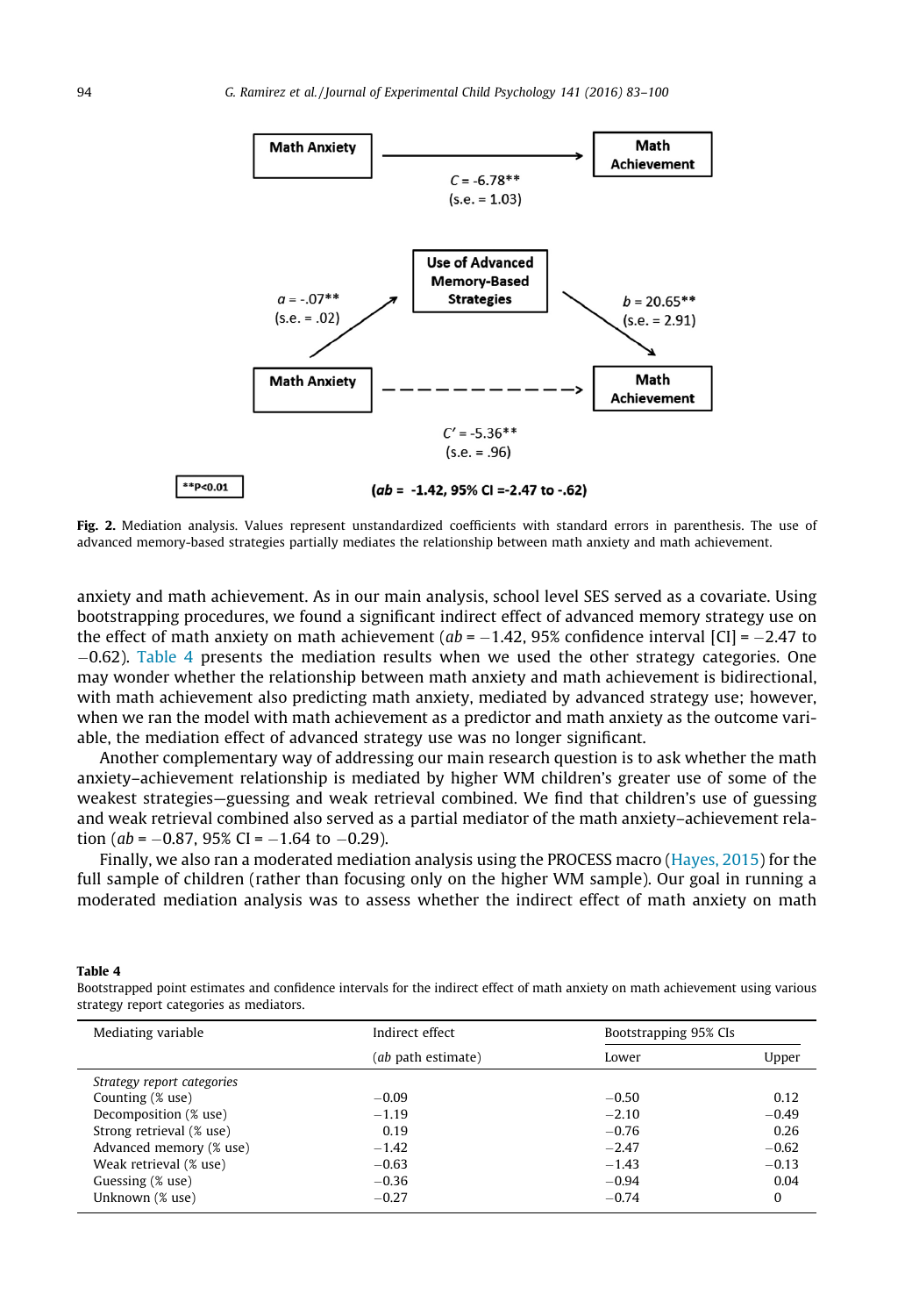**Fig. 2.** Mediation analysis. Values represent unstandardized coefficients with standard errors in parenthesis. The use of advanced memory-based strategies partially mediates the relationship between math anxiety and math achievement.

anxiety and math achievement. As in our main analysis, school level SES served as a covariate. Using bootstrapping procedures, we found a significant indirect effect of advanced memory strategy use on the effect of math anxiety on math achievement ($ab = -1.42$, 95% confidence interval [CI] = $-2.47$ to $-0.62$). Table 4 presents the mediation results when we used the other strategy categories. One may wonder whether the relationship between math anxiety and math achievement is bidirectional, with math achievement also predicting math anxiety, mediated by advanced strategy use; however, when we ran the model with math achievement as a predictor and math anxiety as the outcome variable, the mediation effect of advanced strategy use was no longer significant.

Another complementary way of addressing our main research question is to ask whether the math anxiety–achievement relationship is mediated by higher WM children's greater use of some of the weakest strategies—guessing and weak retrieval combined. We find that children's use of guessing and weak retrieval combined also served as a partial mediator of the math anxiety–achievement relation ($ab = -0.87$, 95% CI = $-1.64$ to $-0.29$).

Finally, we also ran a moderated mediation analysis using the PROCESS macro (Hayes, 2015) for the full sample of children (rather than focusing only on the higher WM sample). Our goal in running a moderated mediation analysis was to assess whether the indirect effect of math anxiety on math

**Table 4**
Bootstrapped point estimates and confidence intervals for the indirect effect of math anxiety on math achievement using various strategy report categories as mediators.

| Mediating variable | Indirect effect | Bootstrapping 95% CIs | |
|---|---|---|---|
| | (*ab* path estimate) | Lower | Upper |
| *Strategy report categories* | | | |
| Counting (% use) | −0.09 | −0.50 | 0.12 |
| Decomposition (% use) | −1.19 | −2.10 | −0.49 |
| Strong retrieval (% use) | 0.19 | −0.76 | 0.26 |
| Advanced memory (% use) | −1.42 | −2.47 | −0.62 |
| Weak retrieval (% use) | −0.63 | −1.43 | −0.13 |
| Guessing (% use) | −0.36 | −0.94 | 0.04 |
| Unknown (% use) | −0.27 | −0.74 | 0 |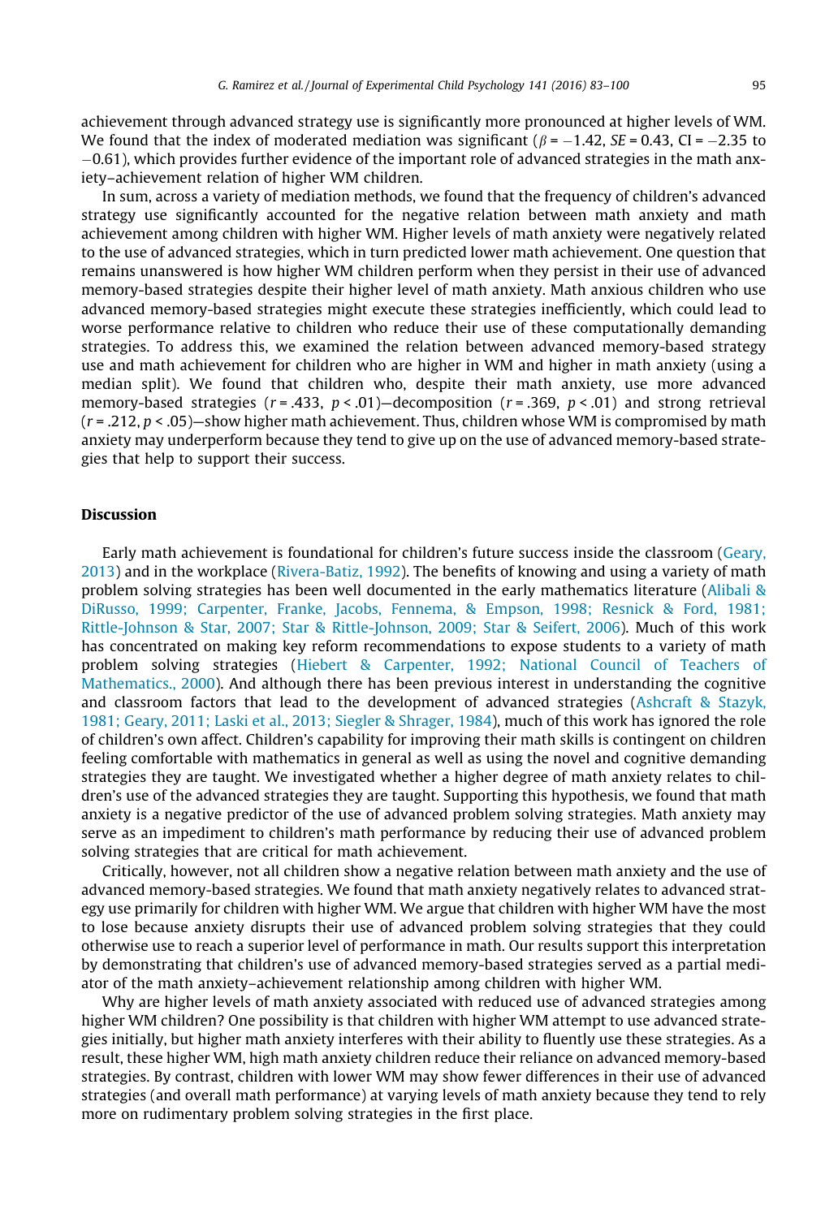achievement through advanced strategy use is significantly more pronounced at higher levels of WM. We found that the index of moderated mediation was significant ($\beta = -1.42$, $SE = 0.43$, CI = $-2.35$ to $-0.61$), which provides further evidence of the important role of advanced strategies in the math anxiety–achievement relation of higher WM children.

In sum, across a variety of mediation methods, we found that the frequency of children's advanced strategy use significantly accounted for the negative relation between math anxiety and math achievement among children with higher WM. Higher levels of math anxiety were negatively related to the use of advanced strategies, which in turn predicted lower math achievement. One question that remains unanswered is how higher WM children perform when they persist in their use of advanced memory-based strategies despite their higher level of math anxiety. Math anxious children who use advanced memory-based strategies might execute these strategies inefficiently, which could lead to worse performance relative to children who reduce their use of these computationally demanding strategies. To address this, we examined the relation between advanced memory-based strategy use and math achievement for children who are higher in WM and higher in math anxiety (using a median split). We found that children who, despite their math anxiety, use more advanced memory-based strategies ($r = .433$, $p < .01$)—decomposition ($r = .369$, $p < .01$) and strong retrieval ($r = .212$, $p < .05$)—show higher math achievement. Thus, children whose WM is compromised by math anxiety may underperform because they tend to give up on the use of advanced memory-based strategies that help to support their success.

## Discussion

Early math achievement is foundational for children's future success inside the classroom (Geary, 2013) and in the workplace (Rivera-Batiz, 1992). The benefits of knowing and using a variety of math problem solving strategies has been well documented in the early mathematics literature (Alibali & DiRusso, 1999; Carpenter, Franke, Jacobs, Fennema, & Empson, 1998; Resnick & Ford, 1981; Rittle-Johnson & Star, 2007; Star & Rittle-Johnson, 2009; Star & Seifert, 2006). Much of this work has concentrated on making key reform recommendations to expose students to a variety of math problem solving strategies (Hiebert & Carpenter, 1992; National Council of Teachers of Mathematics., 2000). And although there has been previous interest in understanding the cognitive and classroom factors that lead to the development of advanced strategies (Ashcraft & Stazyk, 1981; Geary, 2011; Laski et al., 2013; Siegler & Shrager, 1984), much of this work has ignored the role of children's own affect. Children's capability for improving their math skills is contingent on children feeling comfortable with mathematics in general as well as using the novel and cognitive demanding strategies they are taught. We investigated whether a higher degree of math anxiety relates to children's use of the advanced strategies they are taught. Supporting this hypothesis, we found that math anxiety is a negative predictor of the use of advanced problem solving strategies. Math anxiety may serve as an impediment to children's math performance by reducing their use of advanced problem solving strategies that are critical for math achievement.

Critically, however, not all children show a negative relation between math anxiety and the use of advanced memory-based strategies. We found that math anxiety negatively relates to advanced strategy use primarily for children with higher WM. We argue that children with higher WM have the most to lose because anxiety disrupts their use of advanced problem solving strategies that they could otherwise use to reach a superior level of performance in math. Our results support this interpretation by demonstrating that children's use of advanced memory-based strategies served as a partial mediator of the math anxiety–achievement relationship among children with higher WM.

Why are higher levels of math anxiety associated with reduced use of advanced strategies among higher WM children? One possibility is that children with higher WM attempt to use advanced strategies initially, but higher math anxiety interferes with their ability to fluently use these strategies. As a result, these higher WM, high math anxiety children reduce their reliance on advanced memory-based strategies. By contrast, children with lower WM may show fewer differences in their use of advanced strategies (and overall math performance) at varying levels of math anxiety because they tend to rely more on rudimentary problem solving strategies in the first place.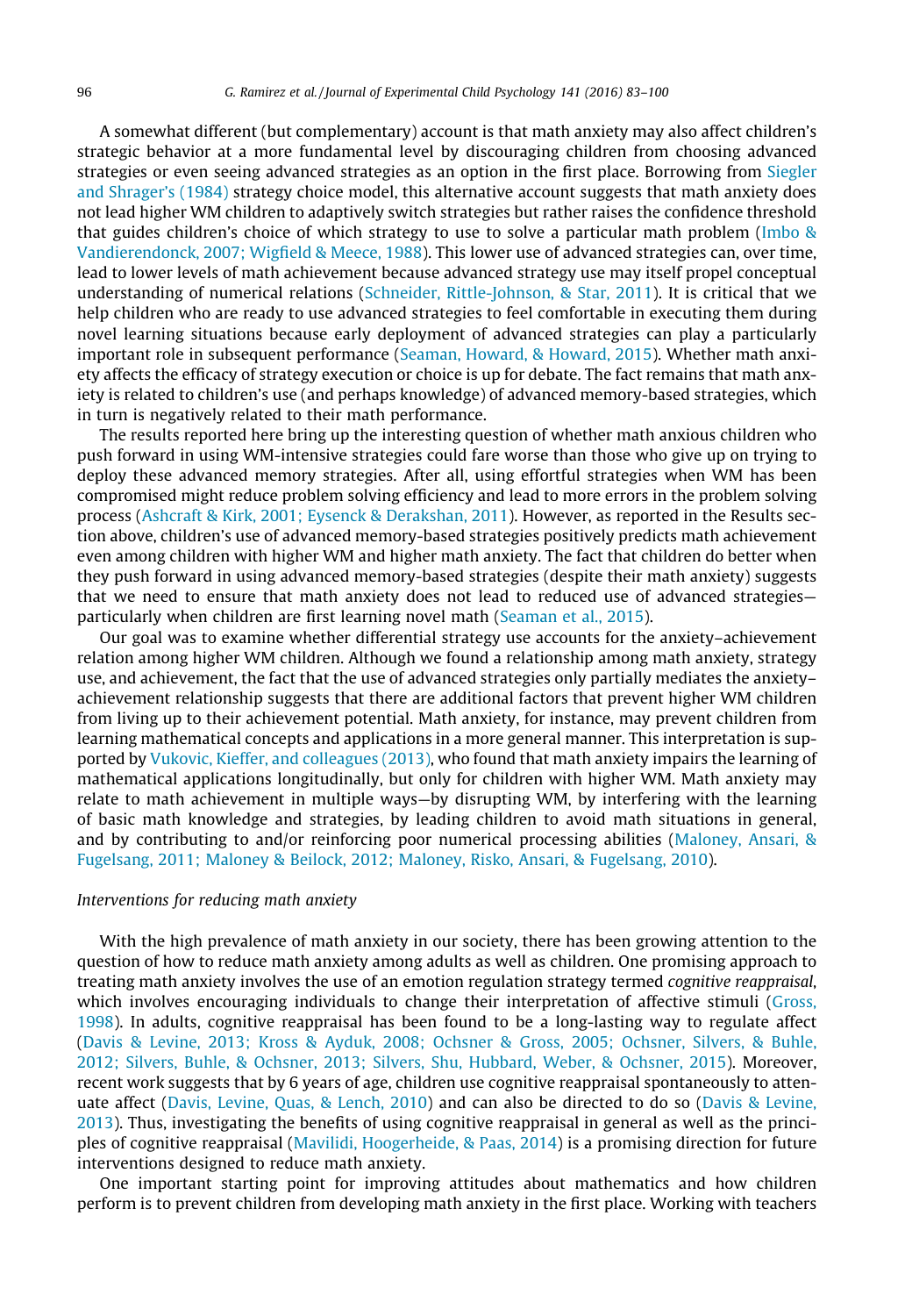A somewhat different (but complementary) account is that math anxiety may also affect children's strategic behavior at a more fundamental level by discouraging children from choosing advanced strategies or even seeing advanced strategies as an option in the first place. Borrowing from Siegler and Shrager's (1984) strategy choice model, this alternative account suggests that math anxiety does not lead higher WM children to adaptively switch strategies but rather raises the confidence threshold that guides children's choice of which strategy to use to solve a particular math problem (Imbo & Vandierendonck, 2007; Wigfield & Meece, 1988). This lower use of advanced strategies can, over time, lead to lower levels of math achievement because advanced strategy use may itself propel conceptual understanding of numerical relations (Schneider, Rittle-Johnson, & Star, 2011). It is critical that we help children who are ready to use advanced strategies to feel comfortable in executing them during novel learning situations because early deployment of advanced strategies can play a particularly important role in subsequent performance (Seaman, Howard, & Howard, 2015). Whether math anxiety affects the efficacy of strategy execution or choice is up for debate. The fact remains that math anxiety is related to children's use (and perhaps knowledge) of advanced memory-based strategies, which in turn is negatively related to their math performance.

The results reported here bring up the interesting question of whether math anxious children who push forward in using WM-intensive strategies could fare worse than those who give up on trying to deploy these advanced memory strategies. After all, using effortful strategies when WM has been compromised might reduce problem solving efficiency and lead to more errors in the problem solving process (Ashcraft & Kirk, 2001; Eysenck & Derakshan, 2011). However, as reported in the Results section above, children's use of advanced memory-based strategies positively predicts math achievement even among children with higher WM and higher math anxiety. The fact that children do better when they push forward in using advanced memory-based strategies (despite their math anxiety) suggests that we need to ensure that math anxiety does not lead to reduced use of advanced strategies—particularly when children are first learning novel math (Seaman et al., 2015).

Our goal was to examine whether differential strategy use accounts for the anxiety–achievement relation among higher WM children. Although we found a relationship among math anxiety, strategy use, and achievement, the fact that the use of advanced strategies only partially mediates the anxiety–achievement relationship suggests that there are additional factors that prevent higher WM children from living up to their achievement potential. Math anxiety, for instance, may prevent children from learning mathematical concepts and applications in a more general manner. This interpretation is supported by Vukovic, Kieffer, and colleagues (2013), who found that math anxiety impairs the learning of mathematical applications longitudinally, but only for children with higher WM. Math anxiety may relate to math achievement in multiple ways—by disrupting WM, by interfering with the learning of basic math knowledge and strategies, by leading children to avoid math situations in general, and by contributing to and/or reinforcing poor numerical processing abilities (Maloney, Ansari, & Fugelsang, 2011; Maloney & Beilock, 2012; Maloney, Risko, Ansari, & Fugelsang, 2010).

### *Interventions for reducing math anxiety*

With the high prevalence of math anxiety in our society, there has been growing attention to the question of how to reduce math anxiety among adults as well as children. One promising approach to treating math anxiety involves the use of an emotion regulation strategy termed *cognitive reappraisal*, which involves encouraging individuals to change their interpretation of affective stimuli (Gross, 1998). In adults, cognitive reappraisal has been found to be a long-lasting way to regulate affect (Davis & Levine, 2013; Kross & Ayduk, 2008; Ochsner & Gross, 2005; Ochsner, Silvers, & Buhle, 2012; Silvers, Buhle, & Ochsner, 2013; Silvers, Shu, Hubbard, Weber, & Ochsner, 2015). Moreover, recent work suggests that by 6 years of age, children use cognitive reappraisal spontaneously to attenuate affect (Davis, Levine, Quas, & Lench, 2010) and can also be directed to do so (Davis & Levine, 2013). Thus, investigating the benefits of using cognitive reappraisal in general as well as the principles of cognitive reappraisal (Mavilidi, Hoogerheide, & Paas, 2014) is a promising direction for future interventions designed to reduce math anxiety.

One important starting point for improving attitudes about mathematics and how children perform is to prevent children from developing math anxiety in the first place. Working with teachers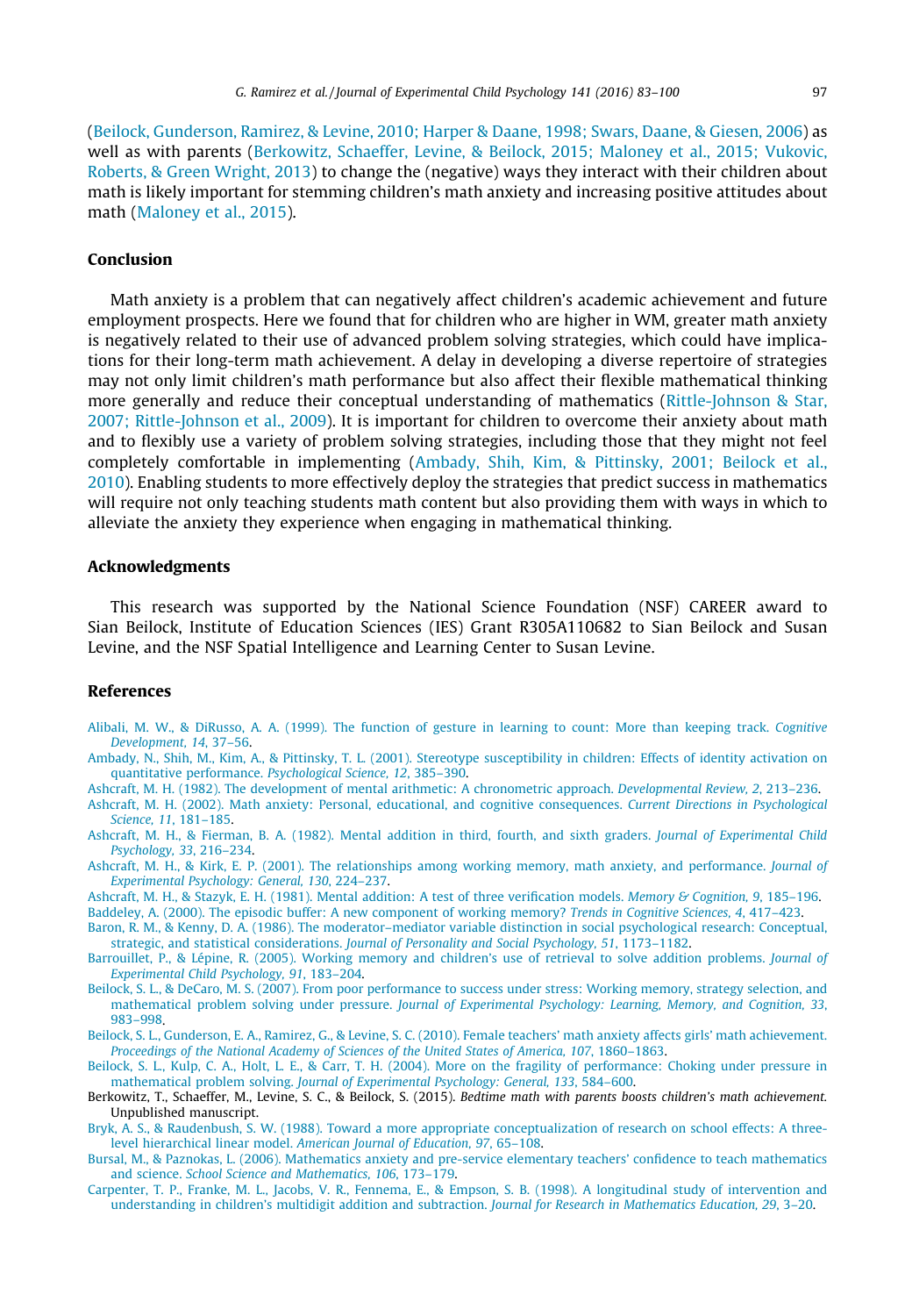(Beilock, Gunderson, Ramirez, & Levine, 2010; Harper & Daane, 1998; Swars, Daane, & Giesen, 2006) as well as with parents (Berkowitz, Schaeffer, Levine, & Beilock, 2015; Maloney et al., 2015; Vukovic, Roberts, & Green Wright, 2013) to change the (negative) ways they interact with their children about math is likely important for stemming children's math anxiety and increasing positive attitudes about math (Maloney et al., 2015).

## Conclusion

Math anxiety is a problem that can negatively affect children's academic achievement and future employment prospects. Here we found that for children who are higher in WM, greater math anxiety is negatively related to their use of advanced problem solving strategies, which could have implications for their long-term math achievement. A delay in developing a diverse repertoire of strategies may not only limit children's math performance but also affect their flexible mathematical thinking more generally and reduce their conceptual understanding of mathematics (Rittle-Johnson & Star, 2007; Rittle-Johnson et al., 2009). It is important for children to overcome their anxiety about math and to flexibly use a variety of problem solving strategies, including those that they might not feel completely comfortable in implementing (Ambady, Shih, Kim, & Pittinsky, 2001; Beilock et al., 2010). Enabling students to more effectively deploy the strategies that predict success in mathematics will require not only teaching students math content but also providing them with ways in which to alleviate the anxiety they experience when engaging in mathematical thinking.

## Acknowledgments

This research was supported by the National Science Foundation (NSF) CAREER award to Sian Beilock, Institute of Education Sciences (IES) Grant R305A110682 to Sian Beilock and Susan Levine, and the NSF Spatial Intelligence and Learning Center to Susan Levine.

## References

Alibali, M. W., & DiRusso, A. A. (1999). The function of gesture in learning to count: More than keeping track. *Cognitive Development, 14*, 37–56.

Ambady, N., Shih, M., Kim, A., & Pittinsky, T. L. (2001). Stereotype susceptibility in children: Effects of identity activation on quantitative performance. *Psychological Science, 12*, 385–390.

Ashcraft, M. H. (1982). The development of mental arithmetic: A chronometric approach. *Developmental Review, 2*, 213–236.

Ashcraft, M. H. (2002). Math anxiety: Personal, educational, and cognitive consequences. *Current Directions in Psychological Science, 11*, 181–185.

Ashcraft, M. H., & Fierman, B. A. (1982). Mental addition in third, fourth, and sixth graders. *Journal of Experimental Child Psychology, 33*, 216–234.

Ashcraft, M. H., & Kirk, E. P. (2001). The relationships among working memory, math anxiety, and performance. *Journal of Experimental Psychology: General, 130*, 224–237.

Ashcraft, M. H., & Stazyk, E. H. (1981). Mental addition: A test of three verification models. *Memory & Cognition, 9*, 185–196.

Baddeley, A. (2000). The episodic buffer: A new component of working memory? *Trends in Cognitive Sciences, 4*, 417–423.

Baron, R. M., & Kenny, D. A. (1986). The moderator–mediator variable distinction in social psychological research: Conceptual, strategic, and statistical considerations. *Journal of Personality and Social Psychology, 51*, 1173–1182.

Barrouillet, P., & Lépine, R. (2005). Working memory and children's use of retrieval to solve addition problems. *Journal of Experimental Child Psychology, 91*, 183–204.

Beilock, S. L., & DeCaro, M. S. (2007). From poor performance to success under stress: Working memory, strategy selection, and mathematical problem solving under pressure. *Journal of Experimental Psychology: Learning, Memory, and Cognition, 33*, 983–998.

Beilock, S. L., Gunderson, E. A., Ramirez, G., & Levine, S. C. (2010). Female teachers' math anxiety affects girls' math achievement. *Proceedings of the National Academy of Sciences of the United States of America, 107*, 1860–1863.

Beilock, S. L., Kulp, C. A., Holt, L. E., & Carr, T. H. (2004). More on the fragility of performance: Choking under pressure in mathematical problem solving. *Journal of Experimental Psychology: General, 133*, 584–600.

Berkowitz, T., Schaeffer, M., Levine, S. C., & Beilock, S. (2015). *Bedtime math with parents boosts children's math achievement.* Unpublished manuscript.

Bryk, A. S., & Raudenbush, S. W. (1988). Toward a more appropriate conceptualization of research on school effects: A three-level hierarchical linear model. *American Journal of Education, 97*, 65–108.

Bursal, M., & Paznokas, L. (2006). Mathematics anxiety and pre-service elementary teachers' confidence to teach mathematics and science. *School Science and Mathematics, 106*, 173–179.

Carpenter, T. P., Franke, M. L., Jacobs, V. R., Fennema, E., & Empson, S. B. (1998). A longitudinal study of intervention and understanding in children's multidigit addition and subtraction. *Journal for Research in Mathematics Education, 29*, 3–20.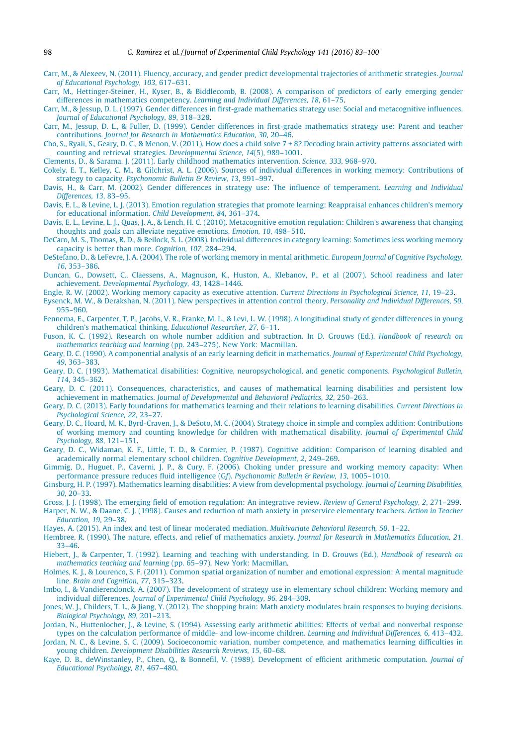Carr, M., & Alexeev, N. (2011). Fluency, accuracy, and gender predict developmental trajectories of arithmetic strategies. *Journal of Educational Psychology, 103*, 617–631.

Carr, M., Hettinger-Steiner, H., Kyser, B., & Biddlecomb, B. (2008). A comparison of predictors of early emerging gender differences in mathematics competency. *Learning and Individual Differences, 18*, 61–75.

Carr, M., & Jessup, D. L. (1997). Gender differences in first-grade mathematics strategy use: Social and metacognitive influences. *Journal of Educational Psychology, 89*, 318–328.

Carr, M., Jessup, D. L., & Fuller, D. (1999). Gender differences in first-grade mathematics strategy use: Parent and teacher contributions. *Journal for Research in Mathematics Education, 30*, 20–46.

Cho, S., Ryali, S., Geary, D. C., & Menon, V. (2011). How does a child solve 7 + 8? Decoding brain activity patterns associated with counting and retrieval strategies. *Developmental Science, 14*(5), 989–1001.

Clements, D., & Sarama, J. (2011). Early childhood mathematics intervention. *Science, 333*, 968–970.

Cokely, E. T., Kelley, C. M., & Gilchrist, A. L. (2006). Sources of individual differences in working memory: Contributions of strategy to capacity. *Psychonomic Bulletin & Review, 13*, 991–997.

Davis, H., & Carr, M. (2002). Gender differences in strategy use: The influence of temperament. *Learning and Individual Differences, 13*, 83–95.

Davis, E. L., & Levine, L. J. (2013). Emotion regulation strategies that promote learning: Reappraisal enhances children's memory for educational information. *Child Development, 84*, 361–374.

Davis, E. L., Levine, L. J., Quas, J. A., & Lench, H. C. (2010). Metacognitive emotion regulation: Children's awareness that changing thoughts and goals can alleviate negative emotions. *Emotion, 10*, 498–510.

DeCaro, M. S., Thomas, R. D., & Beilock, S. L. (2008). Individual differences in category learning: Sometimes less working memory capacity is better than more. *Cognition, 107*, 284–294.

DeStefano, D., & LeFevre, J. A. (2004). The role of working memory in mental arithmetic. *European Journal of Cognitive Psychology, 16*, 353–386.

Duncan, G., Dowsett, C., Claessens, A., Magnuson, K., Huston, A., Klebanov, P., et al (2007). School readiness and later achievement. *Developmental Psychology, 43*, 1428–1446.

Engle, R. W. (2002). Working memory capacity as executive attention. *Current Directions in Psychological Science, 11*, 19–23.

Eysenck, M. W., & Derakshan, N. (2011). New perspectives in attention control theory. *Personality and Individual Differences, 50*, 955–960.

Fennema, E., Carpenter, T. P., Jacobs, V. R., Franke, M. L., & Levi, L. W. (1998). A longitudinal study of gender differences in young children's mathematical thinking. *Educational Researcher, 27*, 6–11.

Fuson, K. C. (1992). Research on whole number addition and subtraction. In D. Grouws (Ed.), *Handbook of research on mathematics teaching and learning* (pp. 243–275). New York: Macmillan.

Geary, D. C. (1990). A componential analysis of an early learning deficit in mathematics. *Journal of Experimental Child Psychology, 49*, 363–383.

Geary, D. C. (1993). Mathematical disabilities: Cognitive, neuropsychological, and genetic components. *Psychological Bulletin, 114*, 345–362.

Geary, D. C. (2011). Consequences, characteristics, and causes of mathematical learning disabilities and persistent low achievement in mathematics. *Journal of Developmental and Behavioral Pediatrics, 32*, 250–263.

Geary, D. C. (2013). Early foundations for mathematics learning and their relations to learning disabilities. *Current Directions in Psychological Science, 22*, 23–27.

Geary, D. C., Hoard, M. K., Byrd-Craven, J., & DeSoto, M. C. (2004). Strategy choice in simple and complex addition: Contributions of working memory and counting knowledge for children with mathematical disability. *Journal of Experimental Child Psychology, 88*, 121–151.

Geary, D. C., Widaman, K. F., Little, T. D., & Cormier, P. (1987). Cognitive addition: Comparison of learning disabled and academically normal elementary school children. *Cognitive Development, 2*, 249–269.

Gimmig, D., Huguet, P., Caverni, J. P., & Cury, F. (2006). Choking under pressure and working memory capacity: When performance pressure reduces fluid intelligence (G*f*). *Psychonomic Bulletin & Review, 13*, 1005–1010.

Ginsburg, H. P. (1997). Mathematics learning disabilities: A view from developmental psychology. *Journal of Learning Disabilities, 30*, 20–33.

Gross, J. J. (1998). The emerging field of emotion regulation: An integrative review. *Review of General Psychology, 2*, 271–299.

Harper, N. W., & Daane, C. J. (1998). Causes and reduction of math anxiety in preservice elementary teachers. *Action in Teacher Education, 19*, 29–38.

Hayes, A. (2015). An index and test of linear moderated mediation. *Multivariate Behavioral Research, 50*, 1–22.

Hembree, R. (1990). The nature, effects, and relief of mathematics anxiety. *Journal for Research in Mathematics Education, 21*, 33–46.

Hiebert, J., & Carpenter, T. (1992). Learning and teaching with understanding. In D. Grouws (Ed.), *Handbook of research on mathematics teaching and learning* (pp. 65–97). New York: Macmillan.

Holmes, K. J., & Lourenco, S. F. (2011). Common spatial organization of number and emotional expression: A mental magnitude line. *Brain and Cognition, 77*, 315–323.

Imbo, I., & Vandierendonck, A. (2007). The development of strategy use in elementary school children: Working memory and individual differences. *Journal of Experimental Child Psychology, 96*, 284–309.

Jones, W. J., Childers, T. L., & Jiang, Y. (2012). The shopping brain: Math anxiety modulates brain responses to buying decisions. *Biological Psychology, 89*, 201–213.

Jordan, N., Huttenlocher, J., & Levine, S. (1994). Assessing early arithmetic abilities: Effects of verbal and nonverbal response types on the calculation performance of middle- and low-income children. *Learning and Individual Differences, 6*, 413–432.

Jordan, N. C., & Levine, S. C. (2009). Socioeconomic variation, number competence, and mathematics learning difficulties in young children. *Development Disabilities Research Reviews, 15*, 60–68.

Kaye, D. B., deWinstanley, P., Chen, Q., & Bonnefil, V. (1989). Development of efficient arithmetic computation. *Journal of Educational Psychology, 81*, 467–480.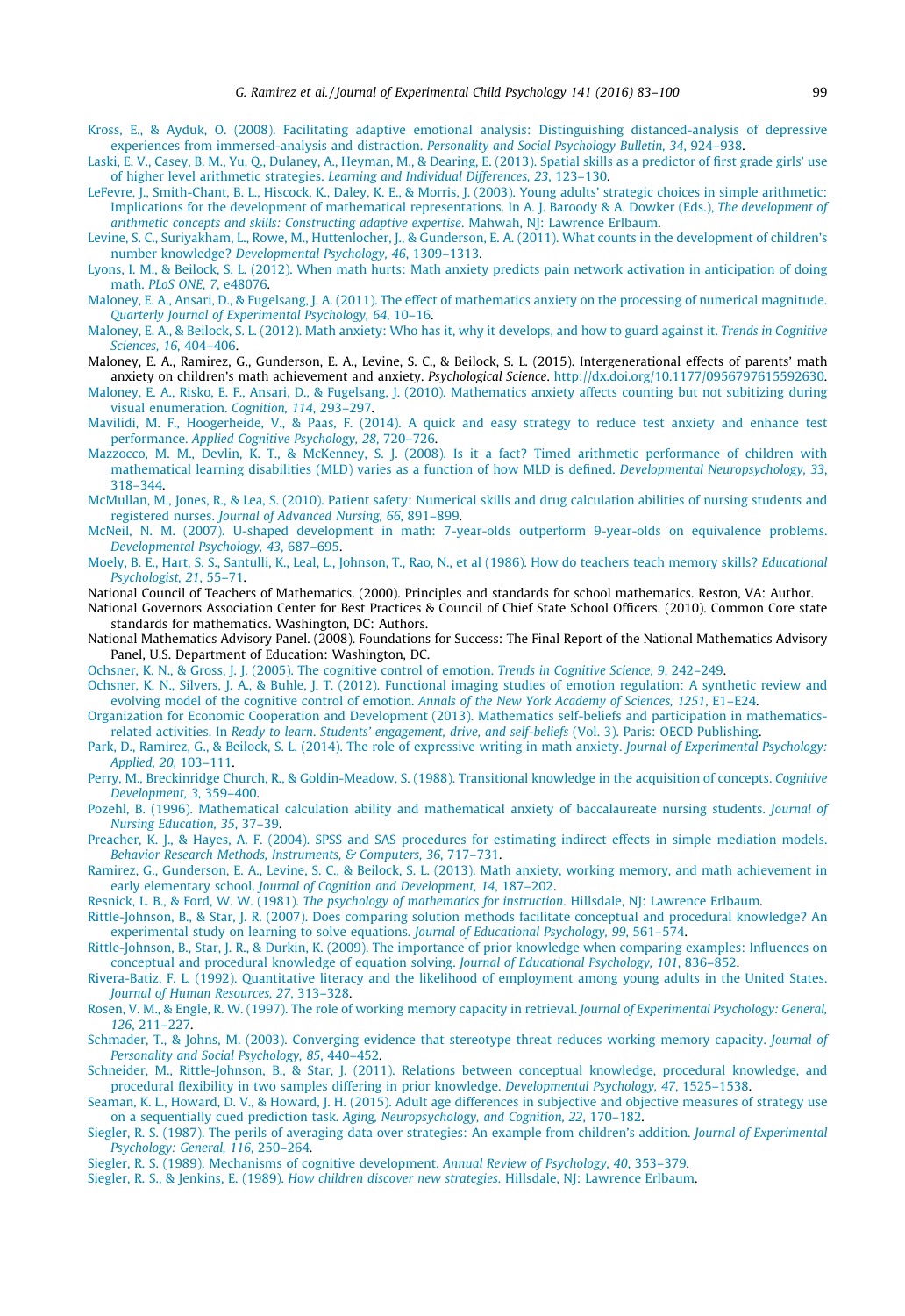Kross, E., & Ayduk, O. (2008). Facilitating adaptive emotional analysis: Distinguishing distanced-analysis of depressive experiences from immersed-analysis and distraction. *Personality and Social Psychology Bulletin, 34*, 924–938.

Laski, E. V., Casey, B. M., Yu, Q., Dulaney, A., Heyman, M., & Dearing, E. (2013). Spatial skills as a predictor of first grade girls' use of higher level arithmetic strategies. *Learning and Individual Differences, 23*, 123–130.

LeFevre, J., Smith-Chant, B. L., Hiscock, K., Daley, K. E., & Morris, J. (2003). Young adults' strategic choices in simple arithmetic: Implications for the development of mathematical representations. In A. J. Baroody & A. Dowker (Eds.), *The development of arithmetic concepts and skills: Constructing adaptive expertise*. Mahwah, NJ: Lawrence Erlbaum.

Levine, S. C., Suriyakham, L., Rowe, M., Huttenlocher, J., & Gunderson, E. A. (2011). What counts in the development of children's number knowledge? *Developmental Psychology, 46*, 1309–1313.

Lyons, I. M., & Beilock, S. L. (2012). When math hurts: Math anxiety predicts pain network activation in anticipation of doing math. *PLoS ONE, 7*, e48076.

Maloney, E. A., Ansari, D., & Fugelsang, J. A. (2011). The effect of mathematics anxiety on the processing of numerical magnitude. *Quarterly Journal of Experimental Psychology, 64*, 10–16.

Maloney, E. A., & Beilock, S. L. (2012). Math anxiety: Who has it, why it develops, and how to guard against it. *Trends in Cognitive Sciences, 16*, 404–406.

Maloney, E. A., Ramirez, G., Gunderson, E. A., Levine, S. C., & Beilock, S. L. (2015). Intergenerational effects of parents' math anxiety on children's math achievement and anxiety. *Psychological Science*. http://dx.doi.org/10.1177/0956797615592630.

Maloney, E. A., Risko, E. F., Ansari, D., & Fugelsang, J. (2010). Mathematics anxiety affects counting but not subitizing during visual enumeration. *Cognition, 114*, 293–297.

Mavilidi, M. F., Hoogerheide, V., & Paas, F. (2014). A quick and easy strategy to reduce test anxiety and enhance test performance. *Applied Cognitive Psychology, 28*, 720–726.

Mazzocco, M. M., Devlin, K. T., & McKenney, S. J. (2008). Is it a fact? Timed arithmetic performance of children with mathematical learning disabilities (MLD) varies as a function of how MLD is defined. *Developmental Neuropsychology, 33*, 318–344.

McMullan, M., Jones, R., & Lea, S. (2010). Patient safety: Numerical skills and drug calculation abilities of nursing students and registered nurses. *Journal of Advanced Nursing, 66*, 891–899.

McNeil, N. M. (2007). U-shaped development in math: 7-year-olds outperform 9-year-olds on equivalence problems. *Developmental Psychology, 43*, 687–695.

Moely, B. E., Hart, S. S., Santulli, K., Leal, L., Johnson, T., Rao, N., et al (1986). How do teachers teach memory skills? *Educational Psychologist, 21*, 55–71.

National Council of Teachers of Mathematics. (2000). Principles and standards for school mathematics. Reston, VA: Author.

National Governors Association Center for Best Practices & Council of Chief State School Officers. (2010). Common Core state standards for mathematics. Washington, DC: Authors.

National Mathematics Advisory Panel. (2008). Foundations for Success: The Final Report of the National Mathematics Advisory Panel, U.S. Department of Education: Washington, DC.

Ochsner, K. N., & Gross, J. J. (2005). The cognitive control of emotion. *Trends in Cognitive Science, 9*, 242–249.

Ochsner, K. N., Silvers, J. A., & Buhle, J. T. (2012). Functional imaging studies of emotion regulation: A synthetic review and evolving model of the cognitive control of emotion. *Annals of the New York Academy of Sciences, 1251*, E1–E24.

Organization for Economic Cooperation and Development (2013). Mathematics self-beliefs and participation in mathematics-related activities. In *Ready to learn. Students' engagement, drive, and self-beliefs* (Vol. 3). Paris: OECD Publishing.

Park, D., Ramirez, G., & Beilock, S. L. (2014). The role of expressive writing in math anxiety. *Journal of Experimental Psychology: Applied, 20*, 103–111.

Perry, M., Breckinridge Church, R., & Goldin-Meadow, S. (1988). Transitional knowledge in the acquisition of concepts. *Cognitive Development, 3*, 359–400.

Pozehl, B. (1996). Mathematical calculation ability and mathematical anxiety of baccalaureate nursing students. *Journal of Nursing Education, 35*, 37–39.

Preacher, K. J., & Hayes, A. F. (2004). SPSS and SAS procedures for estimating indirect effects in simple mediation models. *Behavior Research Methods, Instruments, & Computers, 36*, 717–731.

Ramirez, G., Gunderson, E. A., Levine, S. C., & Beilock, S. L. (2013). Math anxiety, working memory, and math achievement in early elementary school. *Journal of Cognition and Development, 14*, 187–202.

Resnick, L. B., & Ford, W. W. (1981). *The psychology of mathematics for instruction*. Hillsdale, NJ: Lawrence Erlbaum.

Rittle-Johnson, B., & Star, J. R. (2007). Does comparing solution methods facilitate conceptual and procedural knowledge? An experimental study on learning to solve equations. *Journal of Educational Psychology, 99*, 561–574.

Rittle-Johnson, B., Star, J. R., & Durkin, K. (2009). The importance of prior knowledge when comparing examples: Influences on conceptual and procedural knowledge of equation solving. *Journal of Educational Psychology, 101*, 836–852.

Rivera-Batiz, F. L. (1992). Quantitative literacy and the likelihood of employment among young adults in the United States. *Journal of Human Resources, 27*, 313–328.

Rosen, V. M., & Engle, R. W. (1997). The role of working memory capacity in retrieval. *Journal of Experimental Psychology: General, 126*, 211–227.

Schmader, T., & Johns, M. (2003). Converging evidence that stereotype threat reduces working memory capacity. *Journal of Personality and Social Psychology, 85*, 440–452.

Schneider, M., Rittle-Johnson, B., & Star, J. (2011). Relations between conceptual knowledge, procedural knowledge, and procedural flexibility in two samples differing in prior knowledge. *Developmental Psychology, 47*, 1525–1538.

Seaman, K. L., Howard, D. V., & Howard, J. H. (2015). Adult age differences in subjective and objective measures of strategy use on a sequentially cued prediction task. *Aging, Neuropsychology, and Cognition, 22*, 170–182.

Siegler, R. S. (1987). The perils of averaging data over strategies: An example from children's addition. *Journal of Experimental Psychology: General, 116*, 250–264.

Siegler, R. S. (1989). Mechanisms of cognitive development. *Annual Review of Psychology, 40*, 353–379.

Siegler, R. S., & Jenkins, E. (1989). *How children discover new strategies*. Hillsdale, NJ: Lawrence Erlbaum.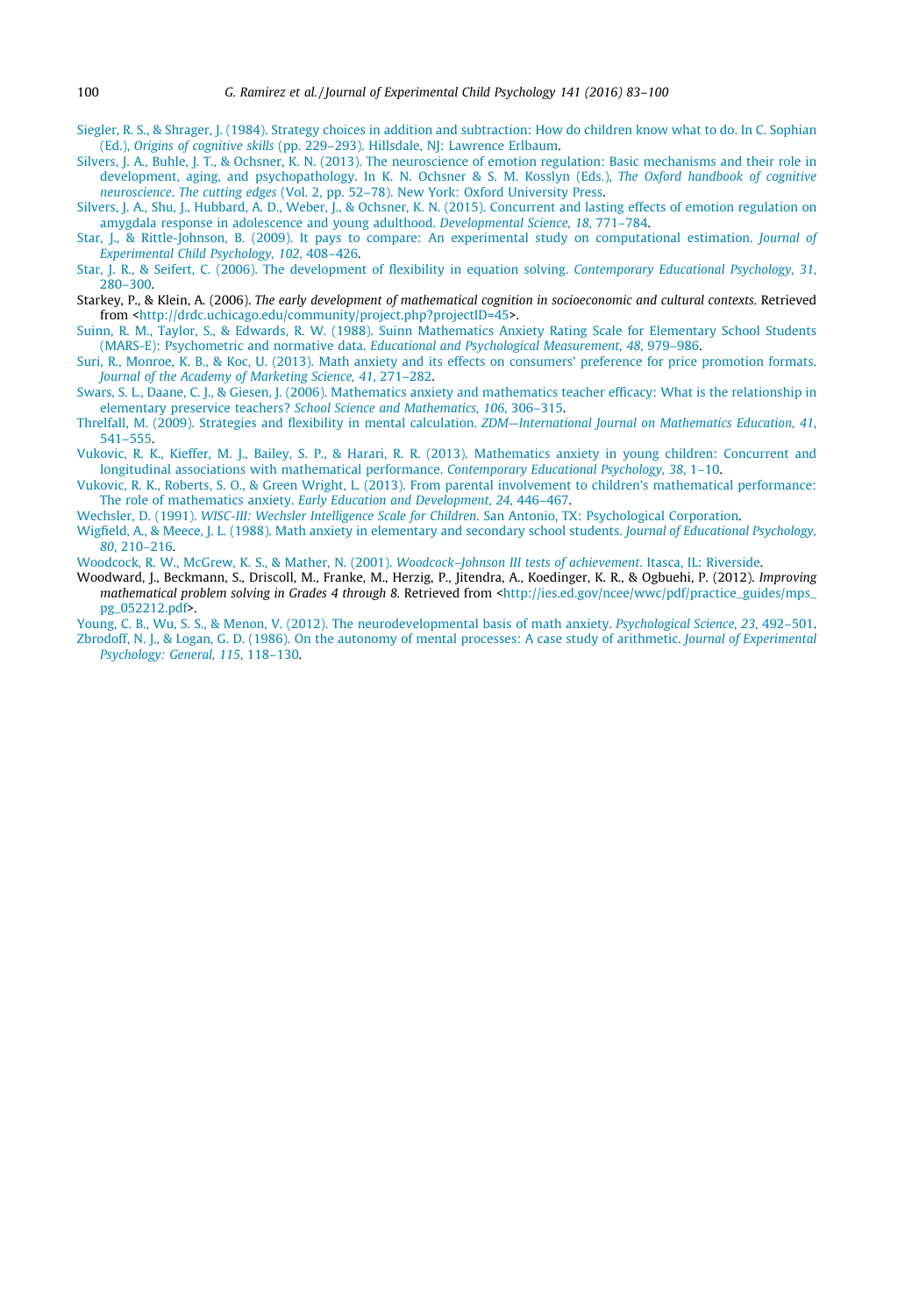Siegler, R. S., & Shrager, J. (1984). Strategy choices in addition and subtraction: How do children know what to do. In C. Sophian (Ed.), *Origins of cognitive skills* (pp. 229–293). Hillsdale, NJ: Lawrence Erlbaum.

Silvers, J. A., Buhle, J. T., & Ochsner, K. N. (2013). The neuroscience of emotion regulation: Basic mechanisms and their role in development, aging, and psychopathology. In K. N. Ochsner & S. M. Kosslyn (Eds.), *The Oxford handbook of cognitive neuroscience. The cutting edges* (Vol. 2, pp. 52–78). New York: Oxford University Press.

Silvers, J. A., Shu, J., Hubbard, A. D., Weber, J., & Ochsner, K. N. (2015). Concurrent and lasting effects of emotion regulation on amygdala response in adolescence and young adulthood. *Developmental Science, 18*, 771–784.

Star, J., & Rittle-Johnson, B. (2009). It pays to compare: An experimental study on computational estimation. *Journal of Experimental Child Psychology, 102*, 408–426.

Star, J. R., & Seifert, C. (2006). The development of flexibility in equation solving. *Contemporary Educational Psychology, 31*, 280–300.

Starkey, P., & Klein, A. (2006). *The early development of mathematical cognition in socioeconomic and cultural contexts.* Retrieved from <http://drdc.uchicago.edu/community/project.php?projectID=45>.

Suinn, R. M., Taylor, S., & Edwards, R. W. (1988). Suinn Mathematics Anxiety Rating Scale for Elementary School Students (MARS-E): Psychometric and normative data. *Educational and Psychological Measurement, 48*, 979–986.

Suri, R., Monroe, K. B., & Koc, U. (2013). Math anxiety and its effects on consumers' preference for price promotion formats. *Journal of the Academy of Marketing Science, 41*, 271–282.

Swars, S. L., Daane, C. J., & Giesen, J. (2006). Mathematics anxiety and mathematics teacher efficacy: What is the relationship in elementary preservice teachers? *School Science and Mathematics, 106*, 306–315.

Threlfall, M. (2009). Strategies and flexibility in mental calculation. *ZDM—International Journal on Mathematics Education, 41*, 541–555.

Vukovic, R. K., Kieffer, M. J., Bailey, S. P., & Harari, R. R. (2013). Mathematics anxiety in young children: Concurrent and longitudinal associations with mathematical performance. *Contemporary Educational Psychology, 38*, 1–10.

Vukovic, R. K., Roberts, S. O., & Green Wright, L. (2013). From parental involvement to children's mathematical performance: The role of mathematics anxiety. *Early Education and Development, 24*, 446–467.

Wechsler, D. (1991). *WISC-III: Wechsler Intelligence Scale for Children*. San Antonio, TX: Psychological Corporation.

Wigfield, A., & Meece, J. L. (1988). Math anxiety in elementary and secondary school students. *Journal of Educational Psychology, 80*, 210–216.

Woodcock, R. W., McGrew, K. S., & Mather, N. (2001). *Woodcock–Johnson III tests of achievement*. Itasca, IL: Riverside.

Woodward, J., Beckmann, S., Driscoll, M., Franke, M., Herzig, P., Jitendra, A., Koedinger, K. R., & Ogbuehi, P. (2012). *Improving mathematical problem solving in Grades 4 through 8.* Retrieved from <http://ies.ed.gov/ncee/wwc/pdf/practice_guides/mps_pg_052212.pdf>.

Young, C. B., Wu, S. S., & Menon, V. (2012). The neurodevelopmental basis of math anxiety. *Psychological Science, 23*, 492–501.

Zbrodoff, N. J., & Logan, G. D. (1986). On the autonomy of mental processes: A case study of arithmetic. *Journal of Experimental Psychology: General, 115*, 118–130.